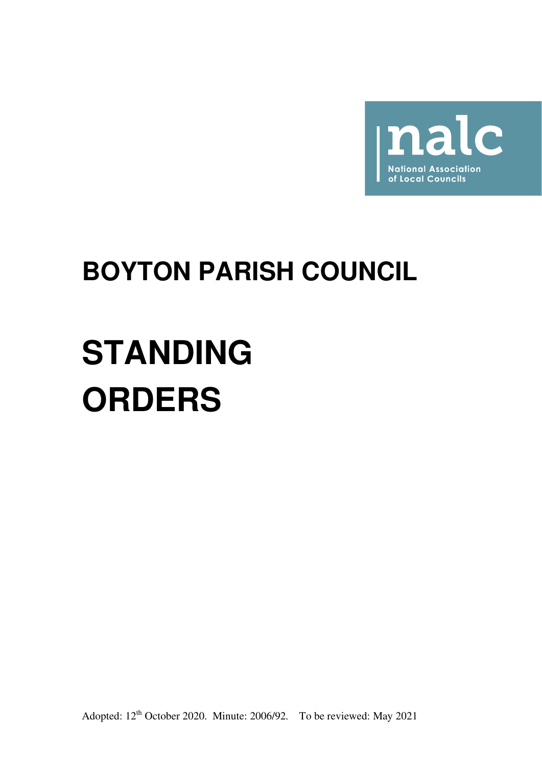nalc

National Association of Local Councils

# BOYTON PARISH COUNCIL

# STANDING ORDERS

Adopted: 12th October 2020. Minute: 2006/92. To be reviewed: May 2021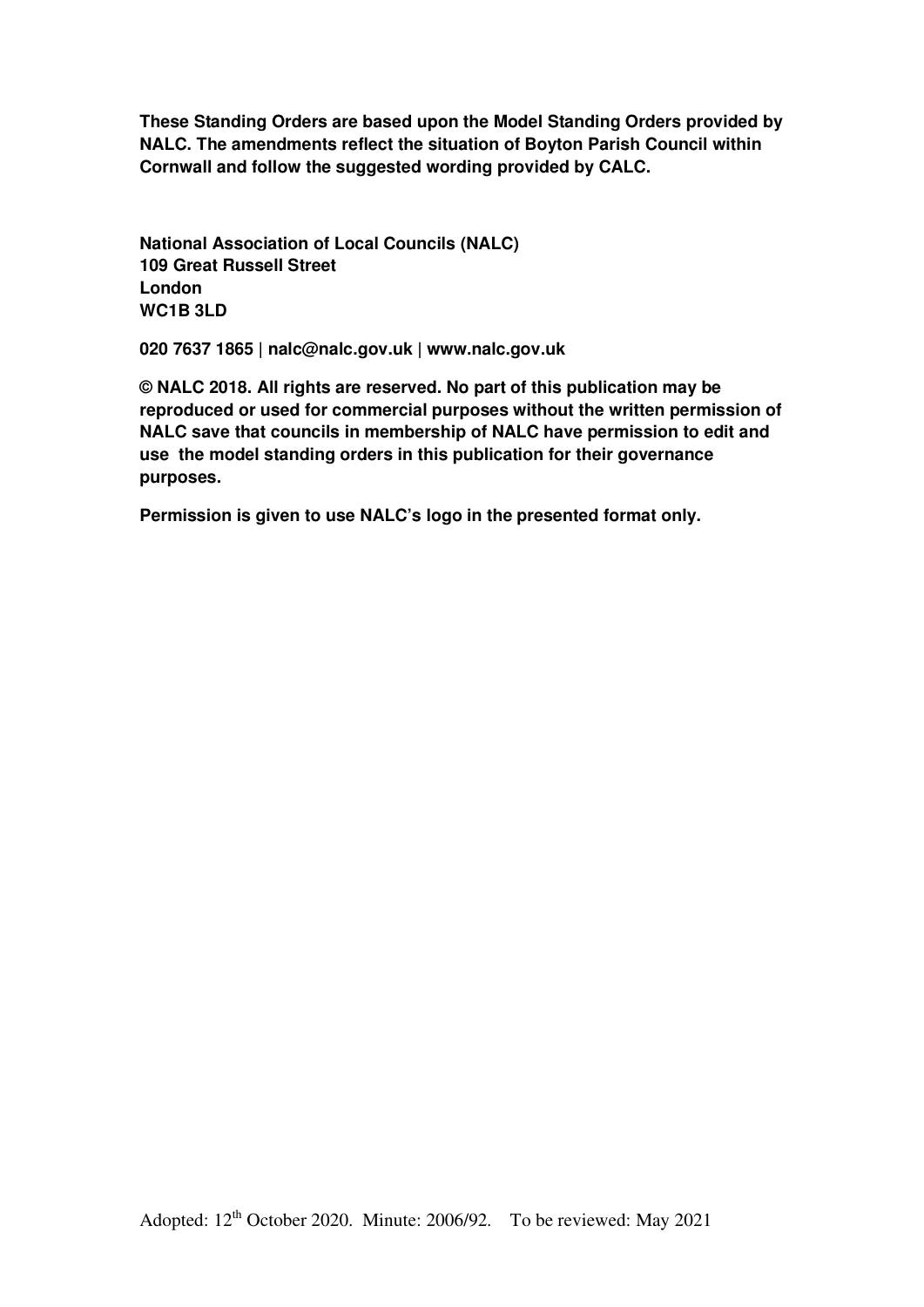**These Standing Orders are based upon the Model Standing Orders provided by NALC. The amendments reflect the situation of Boyton Parish Council within Cornwall and follow the suggested wording provided by CALC.**

**National Association of Local Councils (NALC)**
**109 Great Russell Street**
**London**
**WC1B 3LD**

**020 7637 1865 | nalc@nalc.gov.uk | www.nalc.gov.uk**

**© NALC 2018. All rights are reserved. No part of this publication may be reproduced or used for commercial purposes without the written permission of NALC save that councils in membership of NALC have permission to edit and use the model standing orders in this publication for their governance purposes.**

**Permission is given to use NALC's logo in the presented format only.**

Adopted: 12th October 2020. Minute: 2006/92. To be reviewed: May 2021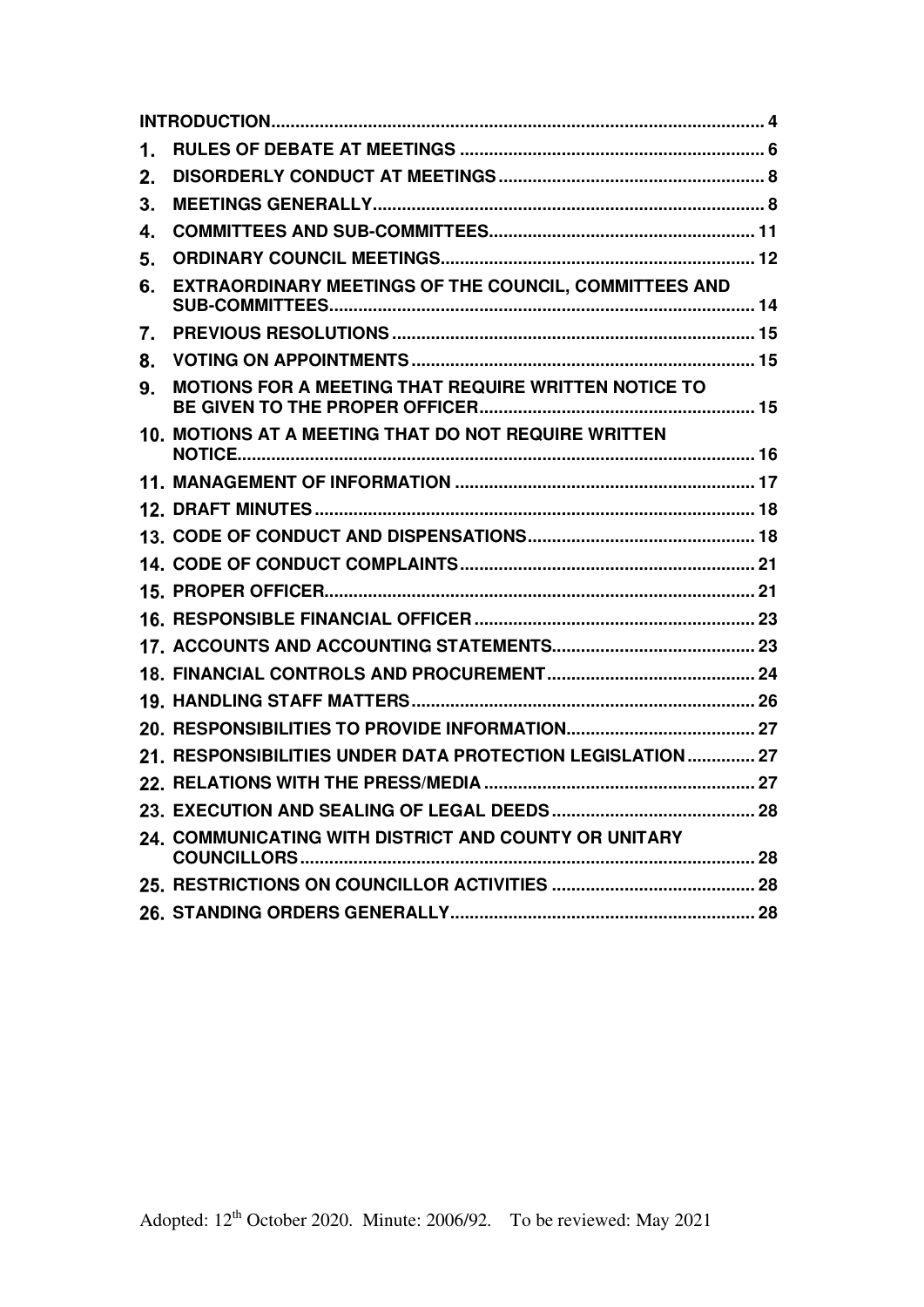| | | |
|---|---|---|
| **INTRODUCTION** | | **4** |
| **1.** | **RULES OF DEBATE AT MEETINGS** | **6** |
| **2.** | **DISORDERLY CONDUCT AT MEETINGS** | **8** |
| **3.** | **MEETINGS GENERALLY** | **8** |
| **4.** | **COMMITTEES AND SUB-COMMITTEES** | **11** |
| **5.** | **ORDINARY COUNCIL MEETINGS** | **12** |
| **6.** | **EXTRAORDINARY MEETINGS OF THE COUNCIL, COMMITTEES AND SUB-COMMITTEES** | **14** |
| **7.** | **PREVIOUS RESOLUTIONS** | **15** |
| **8.** | **VOTING ON APPOINTMENTS** | **15** |
| **9.** | **MOTIONS FOR A MEETING THAT REQUIRE WRITTEN NOTICE TO BE GIVEN TO THE PROPER OFFICER** | **15** |
| **10.** | **MOTIONS AT A MEETING THAT DO NOT REQUIRE WRITTEN NOTICE** | **16** |
| **11.** | **MANAGEMENT OF INFORMATION** | **17** |
| **12.** | **DRAFT MINUTES** | **18** |
| **13.** | **CODE OF CONDUCT AND DISPENSATIONS** | **18** |
| **14.** | **CODE OF CONDUCT COMPLAINTS** | **21** |
| **15.** | **PROPER OFFICER** | **21** |
| **16.** | **RESPONSIBLE FINANCIAL OFFICER** | **23** |
| **17.** | **ACCOUNTS AND ACCOUNTING STATEMENTS** | **23** |
| **18.** | **FINANCIAL CONTROLS AND PROCUREMENT** | **24** |
| **19.** | **HANDLING STAFF MATTERS** | **26** |
| **20.** | **RESPONSIBILITIES TO PROVIDE INFORMATION** | **27** |
| **21.** | **RESPONSIBILITIES UNDER DATA PROTECTION LEGISLATION** | **27** |
| **22.** | **RELATIONS WITH THE PRESS/MEDIA** | **27** |
| **23.** | **EXECUTION AND SEALING OF LEGAL DEEDS** | **28** |
| **24.** | **COMMUNICATING WITH DISTRICT AND COUNTY OR UNITARY COUNCILLORS** | **28** |
| **25.** | **RESTRICTIONS ON COUNCILLOR ACTIVITIES** | **28** |
| **26.** | **STANDING ORDERS GENERALLY** | **28** |

Adopted: 12th October 2020. Minute: 2006/92. To be reviewed: May 2021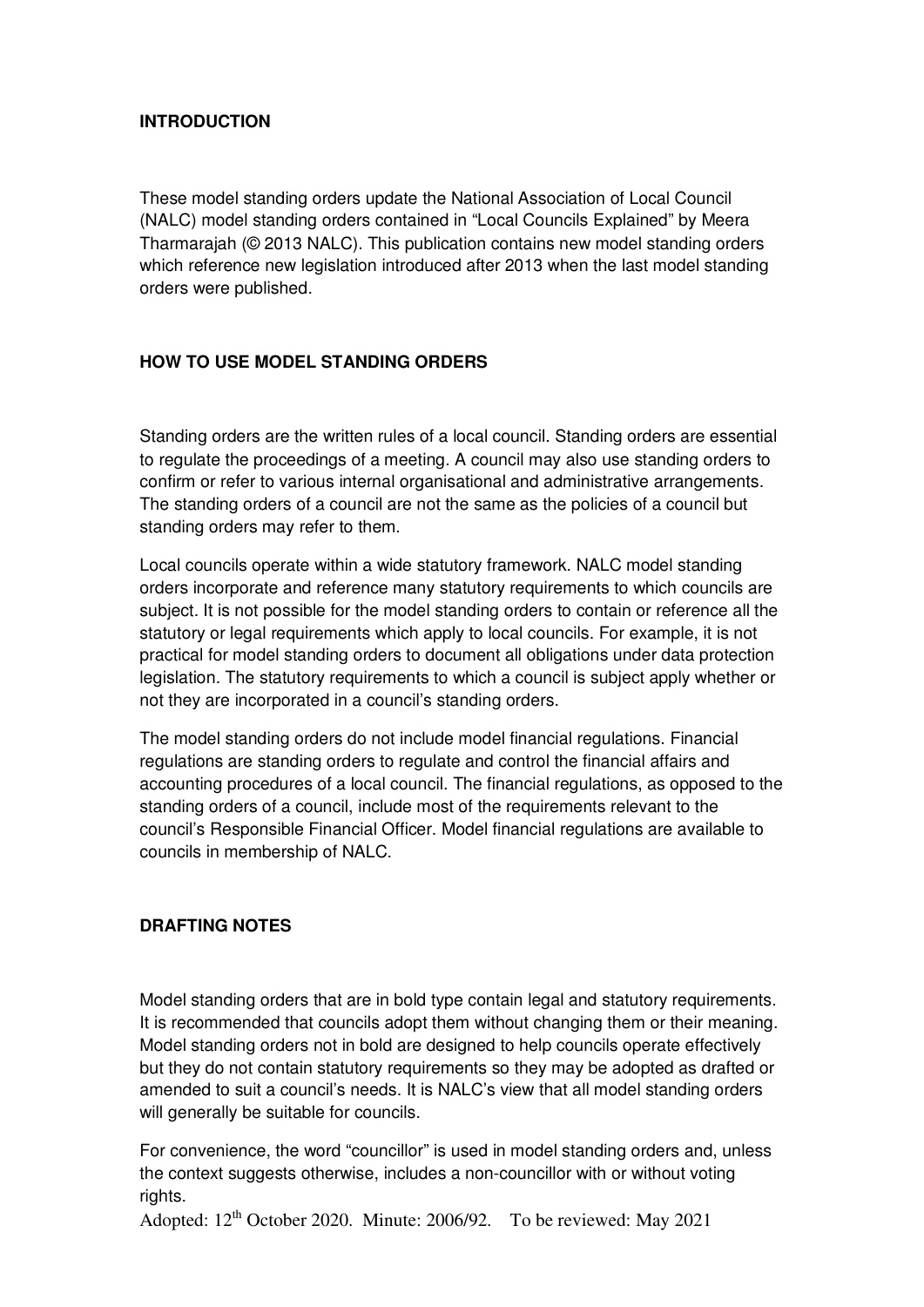## INTRODUCTION

These model standing orders update the National Association of Local Council (NALC) model standing orders contained in "Local Councils Explained" by Meera Tharmarajah (© 2013 NALC). This publication contains new model standing orders which reference new legislation introduced after 2013 when the last model standing orders were published.

## HOW TO USE MODEL STANDING ORDERS

Standing orders are the written rules of a local council. Standing orders are essential to regulate the proceedings of a meeting. A council may also use standing orders to confirm or refer to various internal organisational and administrative arrangements. The standing orders of a council are not the same as the policies of a council but standing orders may refer to them.

Local councils operate within a wide statutory framework. NALC model standing orders incorporate and reference many statutory requirements to which councils are subject. It is not possible for the model standing orders to contain or reference all the statutory or legal requirements which apply to local councils. For example, it is not practical for model standing orders to document all obligations under data protection legislation. The statutory requirements to which a council is subject apply whether or not they are incorporated in a council's standing orders.

The model standing orders do not include model financial regulations. Financial regulations are standing orders to regulate and control the financial affairs and accounting procedures of a local council. The financial regulations, as opposed to the standing orders of a council, include most of the requirements relevant to the council's Responsible Financial Officer. Model financial regulations are available to councils in membership of NALC.

## DRAFTING NOTES

Model standing orders that are in bold type contain legal and statutory requirements. It is recommended that councils adopt them without changing them or their meaning. Model standing orders not in bold are designed to help councils operate effectively but they do not contain statutory requirements so they may be adopted as drafted or amended to suit a council's needs. It is NALC's view that all model standing orders will generally be suitable for councils.

For convenience, the word "councillor" is used in model standing orders and, unless the context suggests otherwise, includes a non-councillor with or without voting rights.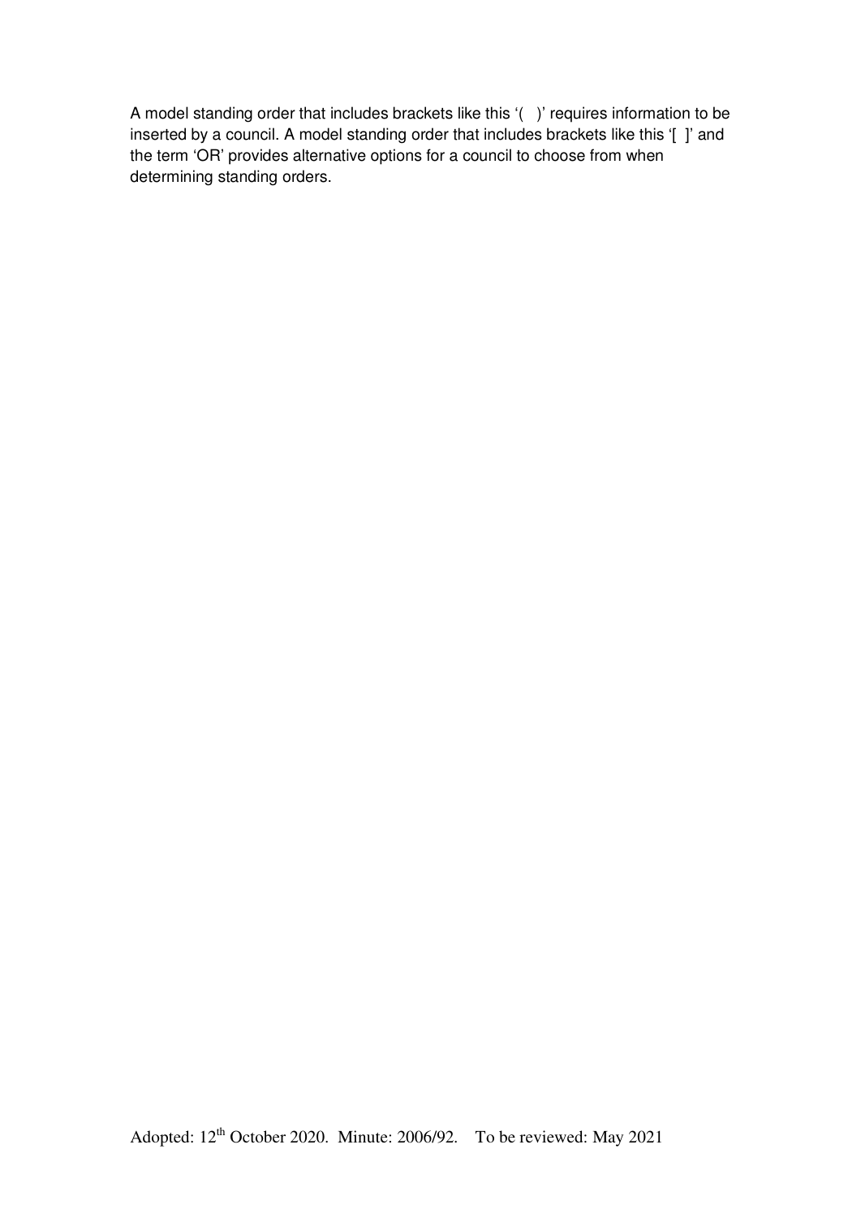A model standing order that includes brackets like this '( )' requires information to be inserted by a council. A model standing order that includes brackets like this '[ ]' and the term 'OR' provides alternative options for a council to choose from when determining standing orders.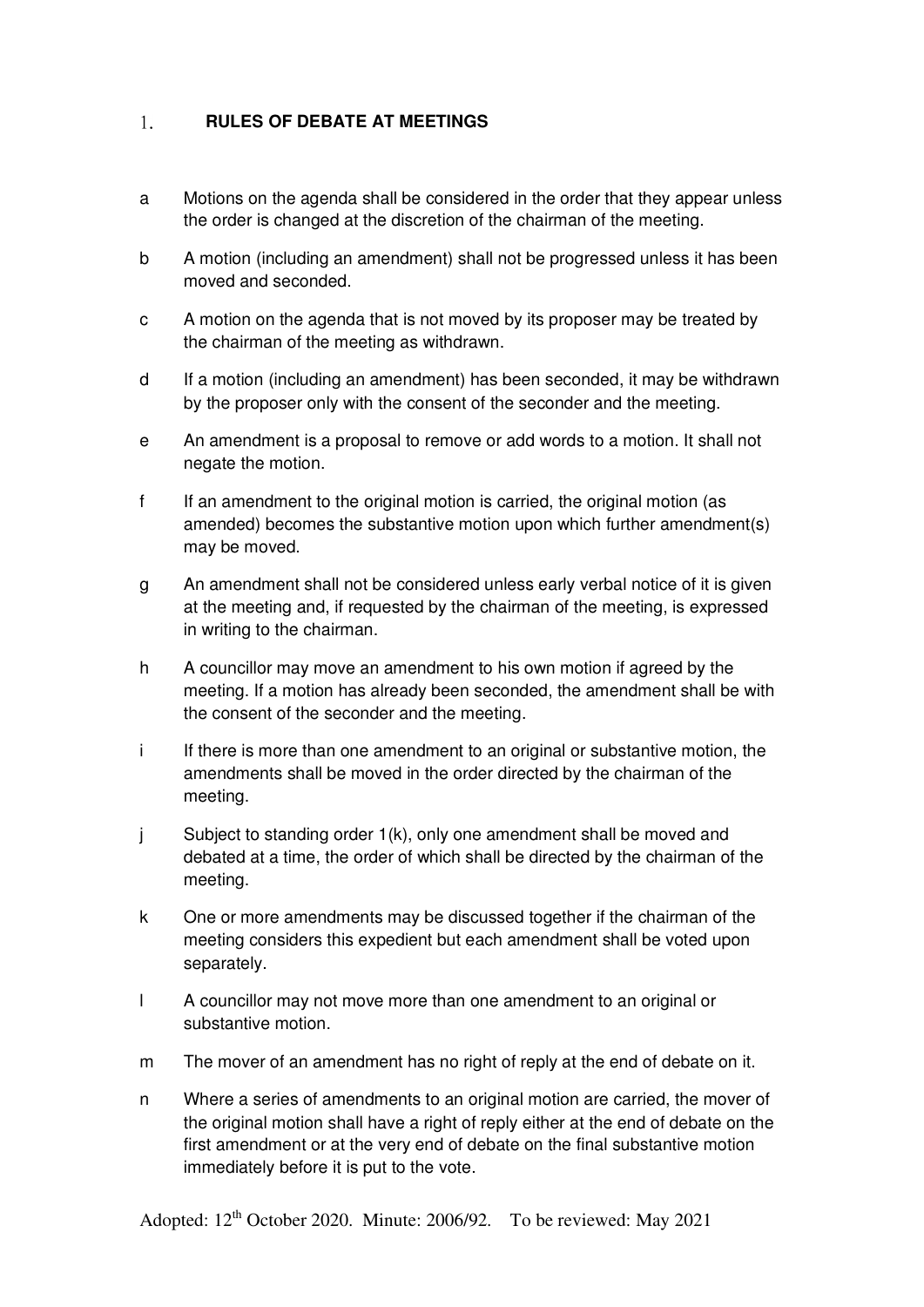## 1. RULES OF DEBATE AT MEETINGS

a Motions on the agenda shall be considered in the order that they appear unless the order is changed at the discretion of the chairman of the meeting.

b A motion (including an amendment) shall not be progressed unless it has been moved and seconded.

c A motion on the agenda that is not moved by its proposer may be treated by the chairman of the meeting as withdrawn.

d If a motion (including an amendment) has been seconded, it may be withdrawn by the proposer only with the consent of the seconder and the meeting.

e An amendment is a proposal to remove or add words to a motion. It shall not negate the motion.

f If an amendment to the original motion is carried, the original motion (as amended) becomes the substantive motion upon which further amendment(s) may be moved.

g An amendment shall not be considered unless early verbal notice of it is given at the meeting and, if requested by the chairman of the meeting, is expressed in writing to the chairman.

h A councillor may move an amendment to his own motion if agreed by the meeting. If a motion has already been seconded, the amendment shall be with the consent of the seconder and the meeting.

i If there is more than one amendment to an original or substantive motion, the amendments shall be moved in the order directed by the chairman of the meeting.

j Subject to standing order 1(k), only one amendment shall be moved and debated at a time, the order of which shall be directed by the chairman of the meeting.

k One or more amendments may be discussed together if the chairman of the meeting considers this expedient but each amendment shall be voted upon separately.

l A councillor may not move more than one amendment to an original or substantive motion.

m The mover of an amendment has no right of reply at the end of debate on it.

n Where a series of amendments to an original motion are carried, the mover of the original motion shall have a right of reply either at the end of debate on the first amendment or at the very end of debate on the final substantive motion immediately before it is put to the vote.

Adopted: 12th October 2020. Minute: 2006/92. To be reviewed: May 2021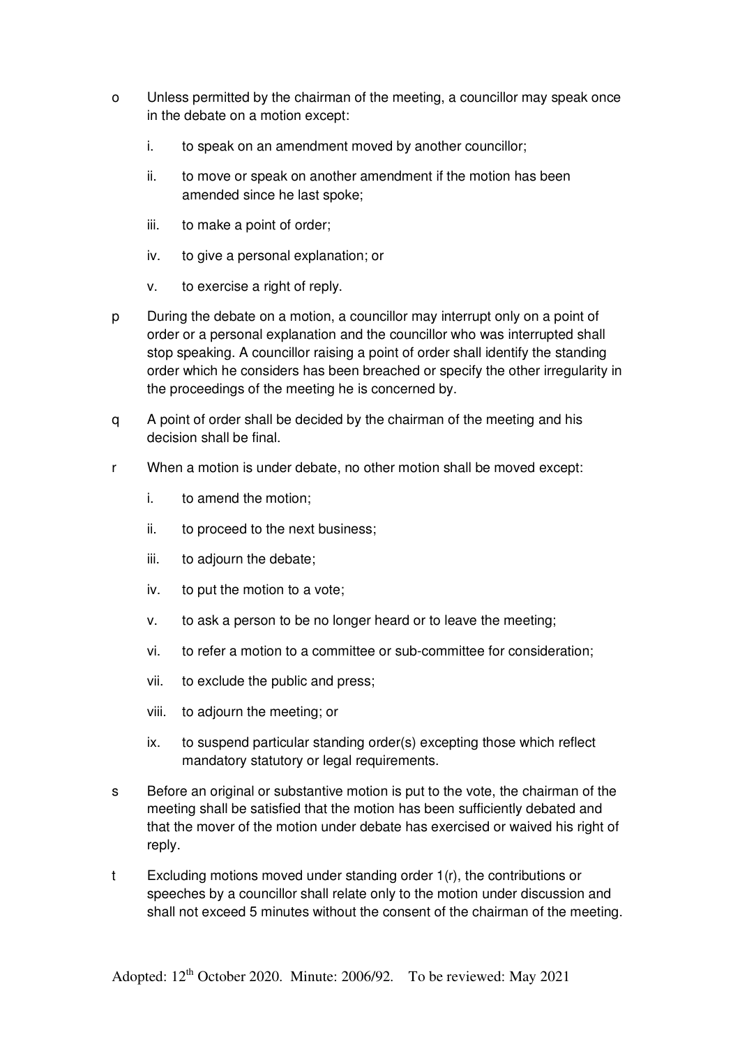o Unless permitted by the chairman of the meeting, a councillor may speak once in the debate on a motion except:

   i. to speak on an amendment moved by another councillor;

   ii. to move or speak on another amendment if the motion has been amended since he last spoke;

   iii. to make a point of order;

   iv. to give a personal explanation; or

   v. to exercise a right of reply.

p During the debate on a motion, a councillor may interrupt only on a point of order or a personal explanation and the councillor who was interrupted shall stop speaking. A councillor raising a point of order shall identify the standing order which he considers has been breached or specify the other irregularity in the proceedings of the meeting he is concerned by.

q A point of order shall be decided by the chairman of the meeting and his decision shall be final.

r When a motion is under debate, no other motion shall be moved except:

   i. to amend the motion;

   ii. to proceed to the next business;

   iii. to adjourn the debate;

   iv. to put the motion to a vote;

   v. to ask a person to be no longer heard or to leave the meeting;

   vi. to refer a motion to a committee or sub-committee for consideration;

   vii. to exclude the public and press;

   viii. to adjourn the meeting; or

   ix. to suspend particular standing order(s) excepting those which reflect mandatory statutory or legal requirements.

s Before an original or substantive motion is put to the vote, the chairman of the meeting shall be satisfied that the motion has been sufficiently debated and that the mover of the motion under debate has exercised or waived his right of reply.

t Excluding motions moved under standing order 1(r), the contributions or speeches by a councillor shall relate only to the motion under discussion and shall not exceed 5 minutes without the consent of the chairman of the meeting.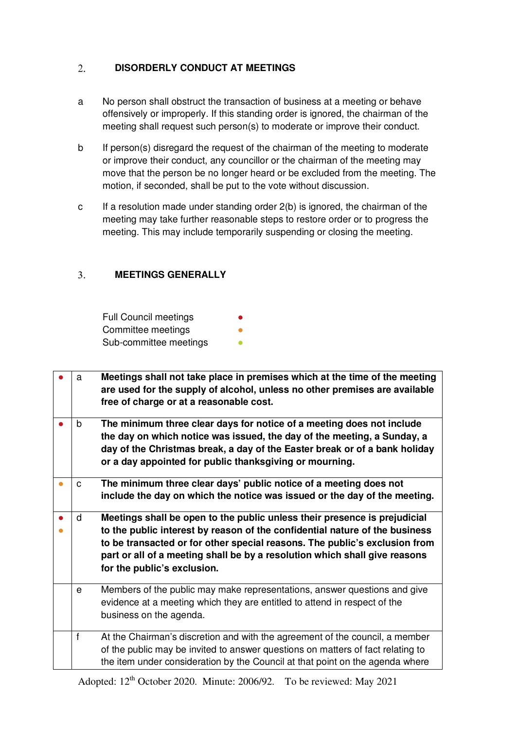## 2. DISORDERLY CONDUCT AT MEETINGS

a No person shall obstruct the transaction of business at a meeting or behave offensively or improperly. If this standing order is ignored, the chairman of the meeting shall request such person(s) to moderate or improve their conduct.

b If person(s) disregard the request of the chairman of the meeting to moderate or improve their conduct, any councillor or the chairman of the meeting may move that the person be no longer heard or be excluded from the meeting. The motion, if seconded, shall be put to the vote without discussion.

c If a resolution made under standing order 2(b) is ignored, the chairman of the meeting may take further reasonable steps to restore order or to progress the meeting. This may include temporarily suspending or closing the meeting.

## 3. MEETINGS GENERALLY

Full Council meetings ● (red)
Committee meetings ● (orange)
Sub-committee meetings ● (green)

| | | |
|---|---|---|
| ● (red) | a | **Meetings shall not take place in premises which at the time of the meeting are used for the supply of alcohol, unless no other premises are available free of charge or at a reasonable cost.** |
| ● (red) | b | **The minimum three clear days for notice of a meeting does not include the day on which notice was issued, the day of the meeting, a Sunday, a day of the Christmas break, a day of the Easter break or of a bank holiday or a day appointed for public thanksgiving or mourning.** |
| ● (orange) | c | **The minimum three clear days' public notice of a meeting does not include the day on which the notice was issued or the day of the meeting.** |
| ● (red) ● (orange) | d | **Meetings shall be open to the public unless their presence is prejudicial to the public interest by reason of the confidential nature of the business to be transacted or for other special reasons. The public's exclusion from part or all of a meeting shall be by a resolution which shall give reasons for the public's exclusion.** |
| | e | Members of the public may make representations, answer questions and give evidence at a meeting which they are entitled to attend in respect of the business on the agenda. |
| | f | At the Chairman's discretion and with the agreement of the council, a member of the public may be invited to answer questions on matters of fact relating to the item under consideration by the Council at that point on the agenda where |

Adopted: 12th October 2020. Minute: 2006/92. To be reviewed: May 2021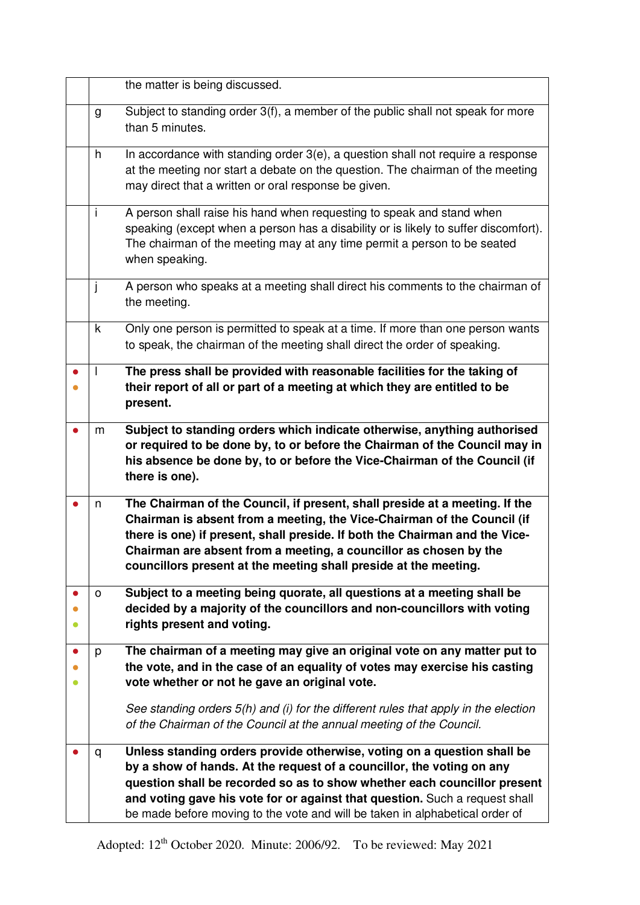| | | |
|---|---|---|
| | | the matter is being discussed. |
| | g | Subject to standing order 3(f), a member of the public shall not speak for more than 5 minutes. |
| | h | In accordance with standing order 3(e), a question shall not require a response at the meeting nor start a debate on the question. The chairman of the meeting may direct that a written or oral response be given. |
| | i | A person shall raise his hand when requesting to speak and stand when speaking (except when a person has a disability or is likely to suffer discomfort). The chairman of the meeting may at any time permit a person to be seated when speaking. |
| | j | A person who speaks at a meeting shall direct his comments to the chairman of the meeting. |
| | k | Only one person is permitted to speak at a time. If more than one person wants to speak, the chairman of the meeting shall direct the order of speaking. |
| ● ● | l | **The press shall be provided with reasonable facilities for the taking of their report of all or part of a meeting at which they are entitled to be present.** |
| ● | m | **Subject to standing orders which indicate otherwise, anything authorised or required to be done by, to or before the Chairman of the Council may in his absence be done by, to or before the Vice-Chairman of the Council (if there is one).** |
| ● | n | **The Chairman of the Council, if present, shall preside at a meeting. If the Chairman is absent from a meeting, the Vice-Chairman of the Council (if there is one) if present, shall preside. If both the Chairman and the Vice-Chairman are absent from a meeting, a councillor as chosen by the councillors present at the meeting shall preside at the meeting.** |
| ● ● ● | o | **Subject to a meeting being quorate, all questions at a meeting shall be decided by a majority of the councillors and non-councillors with voting rights present and voting.** |
| ● ● ● | p | **The chairman of a meeting may give an original vote on any matter put to the vote, and in the case of an equality of votes may exercise his casting vote whether or not he gave an original vote.**<br><br>*See standing orders 5(h) and (i) for the different rules that apply in the election of the Chairman of the Council at the annual meeting of the Council.* |
| ● | q | **Unless standing orders provide otherwise, voting on a question shall be by a show of hands. At the request of a councillor, the voting on any question shall be recorded so as to show whether each councillor present and voting gave his vote for or against that question.** Such a request shall be made before moving to the vote and will be taken in alphabetical order of |

Adopted: 12th October 2020. Minute: 2006/92. To be reviewed: May 2021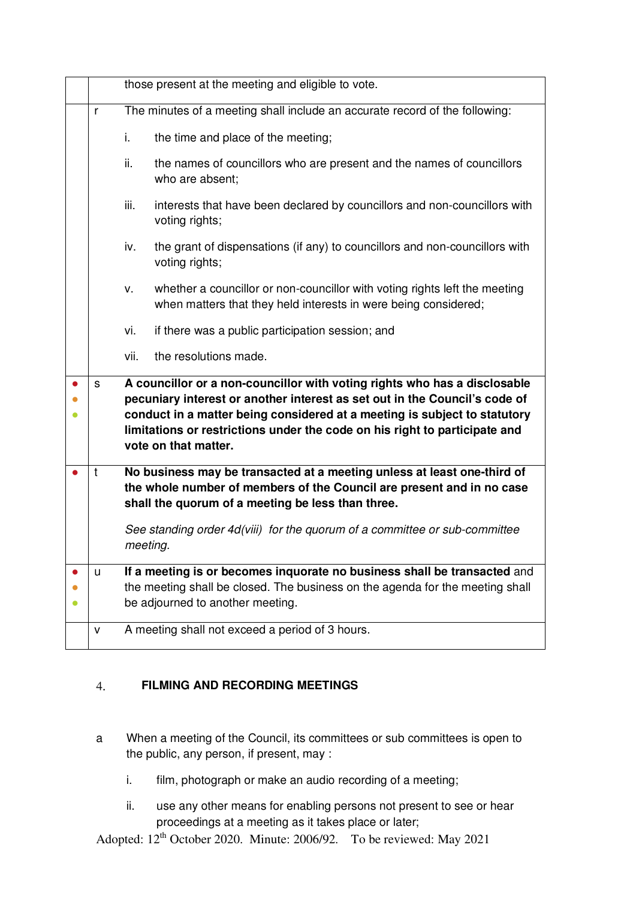| | | |
|---|---|---|
| | | those present at the meeting and eligible to vote. |
| | r | The minutes of a meeting shall include an accurate record of the following:<br><br>i. the time and place of the meeting;<br><br>ii. the names of councillors who are present and the names of councillors who are absent;<br><br>iii. interests that have been declared by councillors and non-councillors with voting rights;<br><br>iv. the grant of dispensations (if any) to councillors and non-councillors with voting rights;<br><br>v. whether a councillor or non-councillor with voting rights left the meeting when matters that they held interests in were being considered;<br><br>vi. if there was a public participation session; and<br><br>vii. the resolutions made. |
| ● ● ● | s | **A councillor or a non-councillor with voting rights who has a disclosable pecuniary interest or another interest as set out in the Council's code of conduct in a matter being considered at a meeting is subject to statutory limitations or restrictions under the code on his right to participate and vote on that matter.** |
| ● | t | **No business may be transacted at a meeting unless at least one-third of the whole number of members of the Council are present and in no case shall the quorum of a meeting be less than three.**<br><br>*See standing order 4d(viii) for the quorum of a committee or sub-committee meeting.* |
| ● ● ● | u | **If a meeting is or becomes inquorate no business shall be transacted** and the meeting shall be closed. The business on the agenda for the meeting shall be adjourned to another meeting. |
| | v | A meeting shall not exceed a period of 3 hours. |

## 4. FILMING AND RECORDING MEETINGS

a When a meeting of the Council, its committees or sub committees is open to the public, any person, if present, may :

i. film, photograph or make an audio recording of a meeting;

ii. use any other means for enabling persons not present to see or hear proceedings at a meeting as it takes place or later;

Adopted: 12th October 2020. Minute: 2006/92. To be reviewed: May 2021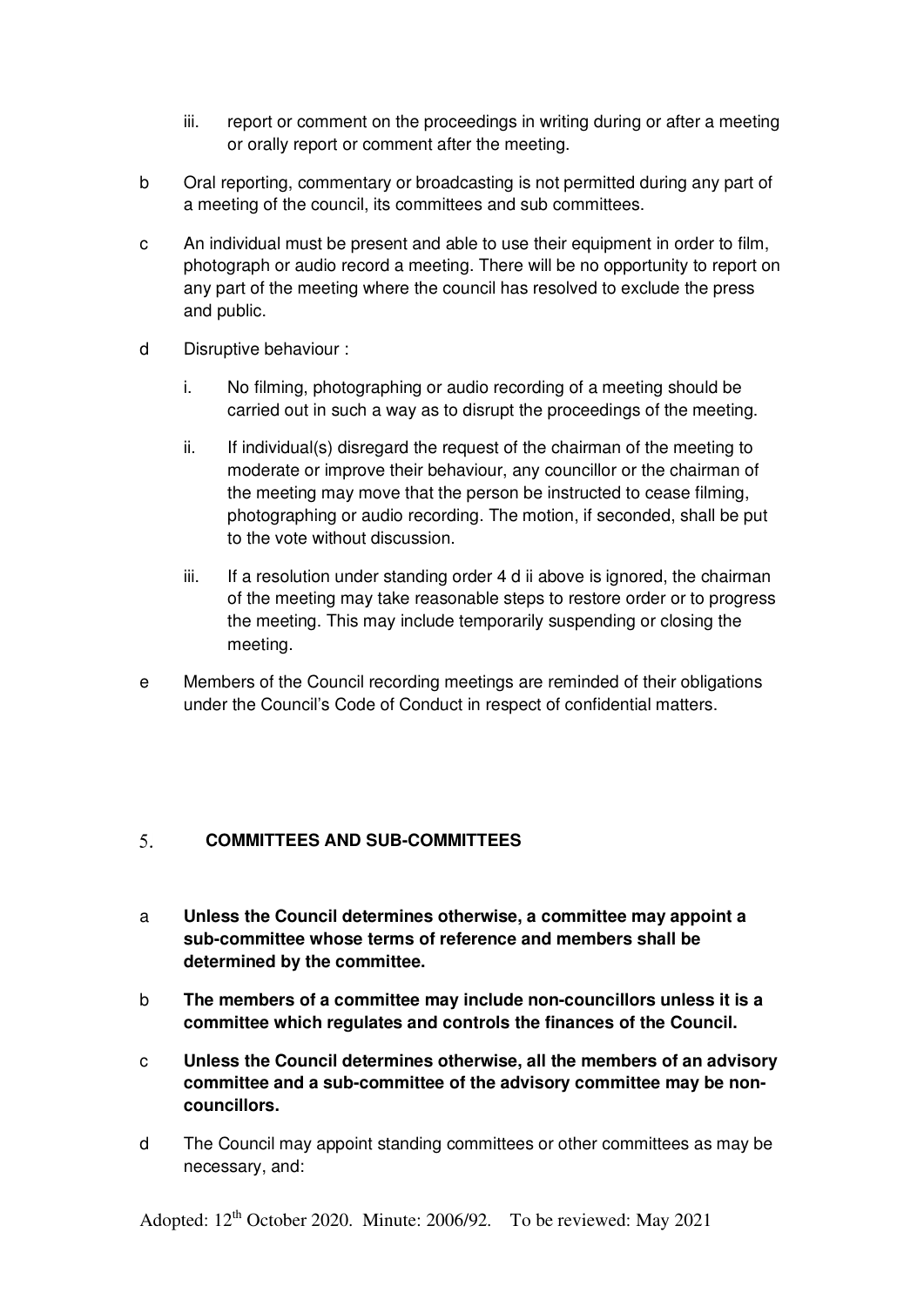iii. report or comment on the proceedings in writing during or after a meeting or orally report or comment after the meeting.

b Oral reporting, commentary or broadcasting is not permitted during any part of a meeting of the council, its committees and sub committees.

c An individual must be present and able to use their equipment in order to film, photograph or audio record a meeting. There will be no opportunity to report on any part of the meeting where the council has resolved to exclude the press and public.

d Disruptive behaviour :

i. No filming, photographing or audio recording of a meeting should be carried out in such a way as to disrupt the proceedings of the meeting.

ii. If individual(s) disregard the request of the chairman of the meeting to moderate or improve their behaviour, any councillor or the chairman of the meeting may move that the person be instructed to cease filming, photographing or audio recording. The motion, if seconded, shall be put to the vote without discussion.

iii. If a resolution under standing order 4 d ii above is ignored, the chairman of the meeting may take reasonable steps to restore order or to progress the meeting. This may include temporarily suspending or closing the meeting.

e Members of the Council recording meetings are reminded of their obligations under the Council's Code of Conduct in respect of confidential matters.

## 5. COMMITTEES AND SUB-COMMITTEES

a **Unless the Council determines otherwise, a committee may appoint a sub-committee whose terms of reference and members shall be determined by the committee.**

b **The members of a committee may include non-councillors unless it is a committee which regulates and controls the finances of the Council.**

c **Unless the Council determines otherwise, all the members of an advisory committee and a sub-committee of the advisory committee may be non-councillors.**

d The Council may appoint standing committees or other committees as may be necessary, and:

Adopted: 12th October 2020. Minute: 2006/92. To be reviewed: May 2021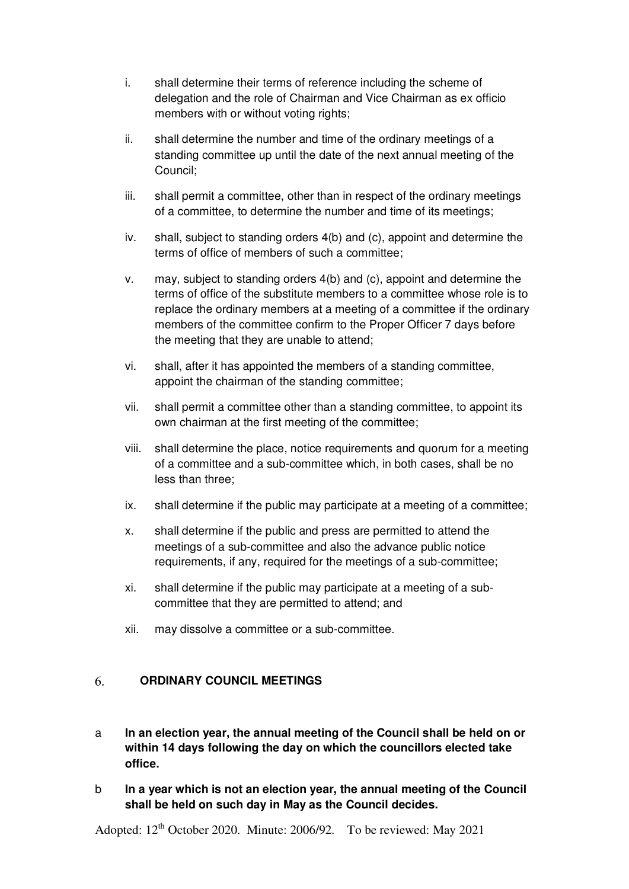i. shall determine their terms of reference including the scheme of delegation and the role of Chairman and Vice Chairman as ex officio members with or without voting rights;

ii. shall determine the number and time of the ordinary meetings of a standing committee up until the date of the next annual meeting of the Council;

iii. shall permit a committee, other than in respect of the ordinary meetings of a committee, to determine the number and time of its meetings;

iv. shall, subject to standing orders 4(b) and (c), appoint and determine the terms of office of members of such a committee;

v. may, subject to standing orders 4(b) and (c), appoint and determine the terms of office of the substitute members to a committee whose role is to replace the ordinary members at a meeting of a committee if the ordinary members of the committee confirm to the Proper Officer 7 days before the meeting that they are unable to attend;

vi. shall, after it has appointed the members of a standing committee, appoint the chairman of the standing committee;

vii. shall permit a committee other than a standing committee, to appoint its own chairman at the first meeting of the committee;

viii. shall determine the place, notice requirements and quorum for a meeting of a committee and a sub-committee which, in both cases, shall be no less than three;

ix. shall determine if the public may participate at a meeting of a committee;

x. shall determine if the public and press are permitted to attend the meetings of a sub-committee and also the advance public notice requirements, if any, required for the meetings of a sub-committee;

xi. shall determine if the public may participate at a meeting of a sub-committee that they are permitted to attend; and

xii. may dissolve a committee or a sub-committee.

## 6. ORDINARY COUNCIL MEETINGS

a **In an election year, the annual meeting of the Council shall be held on or within 14 days following the day on which the councillors elected take office.**

b **In a year which is not an election year, the annual meeting of the Council shall be held on such day in May as the Council decides.**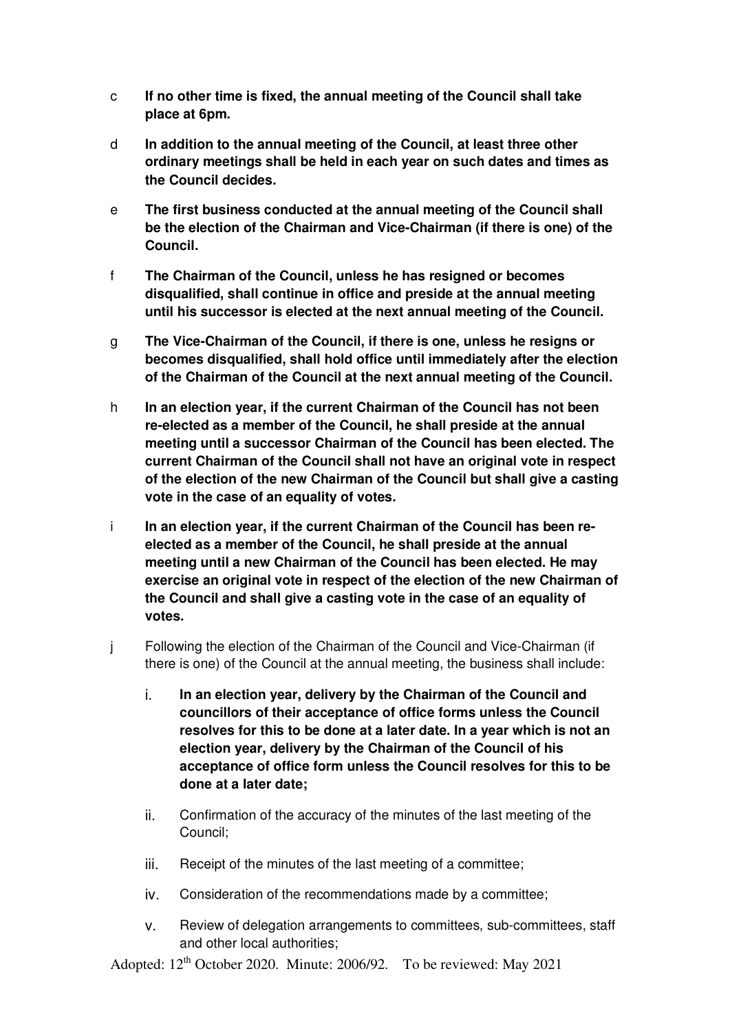c **If no other time is fixed, the annual meeting of the Council shall take place at 6pm.**

d **In addition to the annual meeting of the Council, at least three other ordinary meetings shall be held in each year on such dates and times as the Council decides.**

e **The first business conducted at the annual meeting of the Council shall be the election of the Chairman and Vice-Chairman (if there is one) of the Council.**

f **The Chairman of the Council, unless he has resigned or becomes disqualified, shall continue in office and preside at the annual meeting until his successor is elected at the next annual meeting of the Council.**

g **The Vice-Chairman of the Council, if there is one, unless he resigns or becomes disqualified, shall hold office until immediately after the election of the Chairman of the Council at the next annual meeting of the Council.**

h **In an election year, if the current Chairman of the Council has not been re-elected as a member of the Council, he shall preside at the annual meeting until a successor Chairman of the Council has been elected. The current Chairman of the Council shall not have an original vote in respect of the election of the new Chairman of the Council but shall give a casting vote in the case of an equality of votes.**

i **In an election year, if the current Chairman of the Council has been re-elected as a member of the Council, he shall preside at the annual meeting until a new Chairman of the Council has been elected. He may exercise an original vote in respect of the election of the new Chairman of the Council and shall give a casting vote in the case of an equality of votes.**

j Following the election of the Chairman of the Council and Vice-Chairman (if there is one) of the Council at the annual meeting, the business shall include:

i. **In an election year, delivery by the Chairman of the Council and councillors of their acceptance of office forms unless the Council resolves for this to be done at a later date. In a year which is not an election year, delivery by the Chairman of the Council of his acceptance of office form unless the Council resolves for this to be done at a later date;**

ii. Confirmation of the accuracy of the minutes of the last meeting of the Council;

iii. Receipt of the minutes of the last meeting of a committee;

iv. Consideration of the recommendations made by a committee;

v. Review of delegation arrangements to committees, sub-committees, staff and other local authorities;

Adopted: 12th October 2020. Minute: 2006/92. To be reviewed: May 2021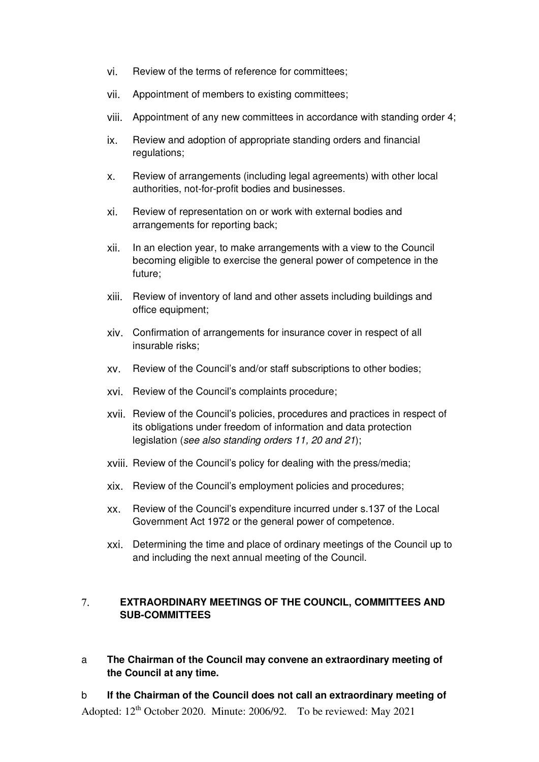vi. Review of the terms of reference for committees;

vii. Appointment of members to existing committees;

viii. Appointment of any new committees in accordance with standing order 4;

ix. Review and adoption of appropriate standing orders and financial regulations;

x. Review of arrangements (including legal agreements) with other local authorities, not-for-profit bodies and businesses.

xi. Review of representation on or work with external bodies and arrangements for reporting back;

xii. In an election year, to make arrangements with a view to the Council becoming eligible to exercise the general power of competence in the future;

xiii. Review of inventory of land and other assets including buildings and office equipment;

xiv. Confirmation of arrangements for insurance cover in respect of all insurable risks;

xv. Review of the Council's and/or staff subscriptions to other bodies;

xvi. Review of the Council's complaints procedure;

xvii. Review of the Council's policies, procedures and practices in respect of its obligations under freedom of information and data protection legislation (*see also standing orders 11, 20 and 21*);

xviii. Review of the Council's policy for dealing with the press/media;

xix. Review of the Council's employment policies and procedures;

xx. Review of the Council's expenditure incurred under s.137 of the Local Government Act 1972 or the general power of competence.

xxi. Determining the time and place of ordinary meetings of the Council up to and including the next annual meeting of the Council.

## 7. EXTRAORDINARY MEETINGS OF THE COUNCIL, COMMITTEES AND SUB-COMMITTEES

a **The Chairman of the Council may convene an extraordinary meeting of the Council at any time.**

b **If the Chairman of the Council does not call an extraordinary meeting of**

Adopted: 12th October 2020. Minute: 2006/92. To be reviewed: May 2021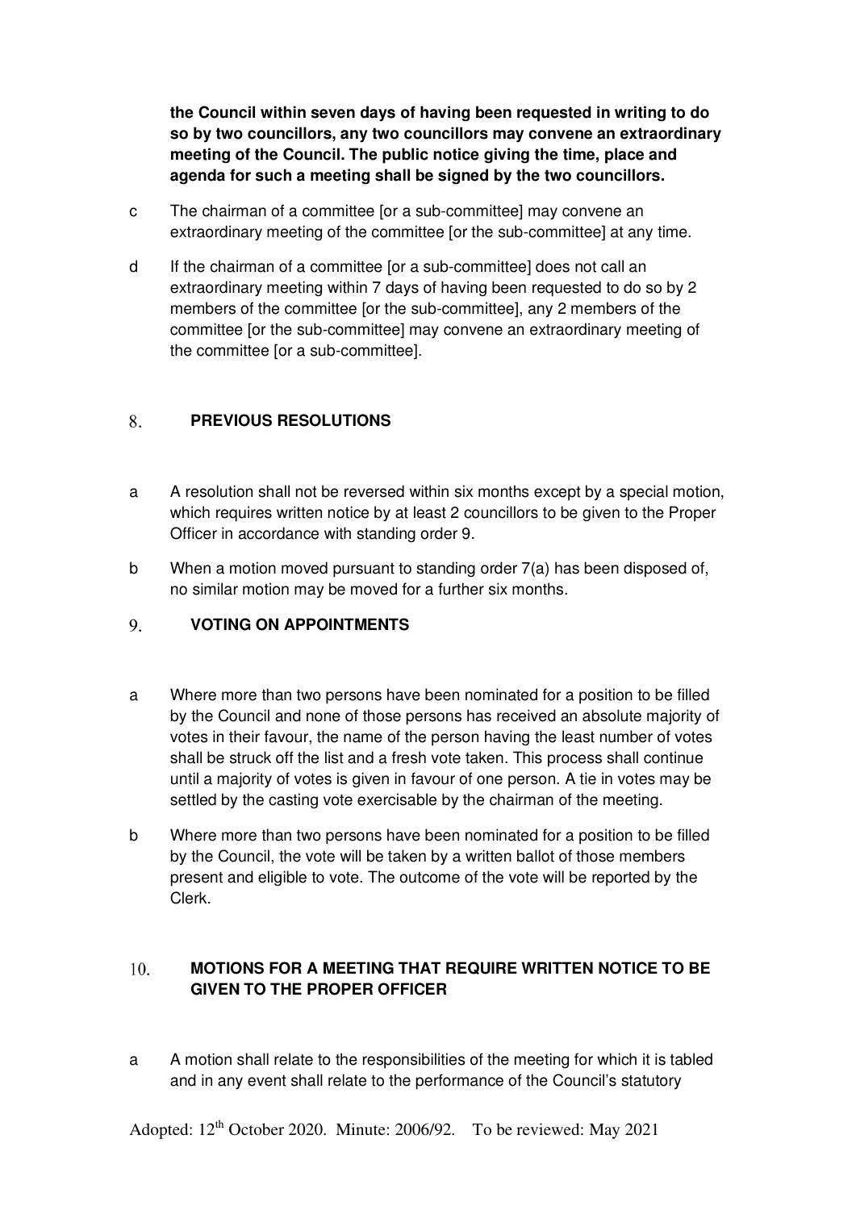**the Council within seven days of having been requested in writing to do so by two councillors, any two councillors may convene an extraordinary meeting of the Council. The public notice giving the time, place and agenda for such a meeting shall be signed by the two councillors.**

c The chairman of a committee [or a sub-committee] may convene an extraordinary meeting of the committee [or the sub-committee] at any time.

d If the chairman of a committee [or a sub-committee] does not call an extraordinary meeting within 7 days of having been requested to do so by 2 members of the committee [or the sub-committee], any 2 members of the committee [or the sub-committee] may convene an extraordinary meeting of the committee [or a sub-committee].

## 8. PREVIOUS RESOLUTIONS

a A resolution shall not be reversed within six months except by a special motion, which requires written notice by at least 2 councillors to be given to the Proper Officer in accordance with standing order 9.

b When a motion moved pursuant to standing order 7(a) has been disposed of, no similar motion may be moved for a further six months.

## 9. VOTING ON APPOINTMENTS

a Where more than two persons have been nominated for a position to be filled by the Council and none of those persons has received an absolute majority of votes in their favour, the name of the person having the least number of votes shall be struck off the list and a fresh vote taken. This process shall continue until a majority of votes is given in favour of one person. A tie in votes may be settled by the casting vote exercisable by the chairman of the meeting.

b Where more than two persons have been nominated for a position to be filled by the Council, the vote will be taken by a written ballot of those members present and eligible to vote. The outcome of the vote will be reported by the Clerk.

## 10. MOTIONS FOR A MEETING THAT REQUIRE WRITTEN NOTICE TO BE GIVEN TO THE PROPER OFFICER

a A motion shall relate to the responsibilities of the meeting for which it is tabled and in any event shall relate to the performance of the Council's statutory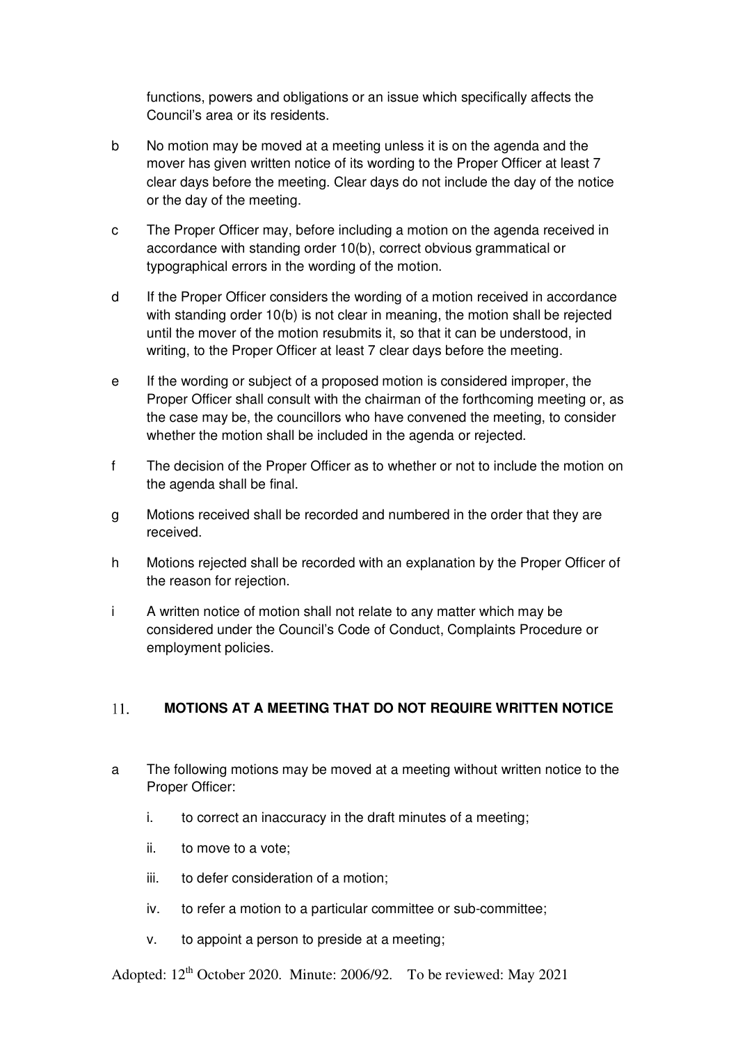functions, powers and obligations or an issue which specifically affects the Council's area or its residents.

b No motion may be moved at a meeting unless it is on the agenda and the mover has given written notice of its wording to the Proper Officer at least 7 clear days before the meeting. Clear days do not include the day of the notice or the day of the meeting.

c The Proper Officer may, before including a motion on the agenda received in accordance with standing order 10(b), correct obvious grammatical or typographical errors in the wording of the motion.

d If the Proper Officer considers the wording of a motion received in accordance with standing order 10(b) is not clear in meaning, the motion shall be rejected until the mover of the motion resubmits it, so that it can be understood, in writing, to the Proper Officer at least 7 clear days before the meeting.

e If the wording or subject of a proposed motion is considered improper, the Proper Officer shall consult with the chairman of the forthcoming meeting or, as the case may be, the councillors who have convened the meeting, to consider whether the motion shall be included in the agenda or rejected.

f The decision of the Proper Officer as to whether or not to include the motion on the agenda shall be final.

g Motions received shall be recorded and numbered in the order that they are received.

h Motions rejected shall be recorded with an explanation by the Proper Officer of the reason for rejection.

i A written notice of motion shall not relate to any matter which may be considered under the Council's Code of Conduct, Complaints Procedure or employment policies.

## 11. MOTIONS AT A MEETING THAT DO NOT REQUIRE WRITTEN NOTICE

a The following motions may be moved at a meeting without written notice to the Proper Officer:

i. to correct an inaccuracy in the draft minutes of a meeting;

ii. to move to a vote;

iii. to defer consideration of a motion;

iv. to refer a motion to a particular committee or sub-committee;

v. to appoint a person to preside at a meeting;

Adopted: 12th October 2020. Minute: 2006/92. To be reviewed: May 2021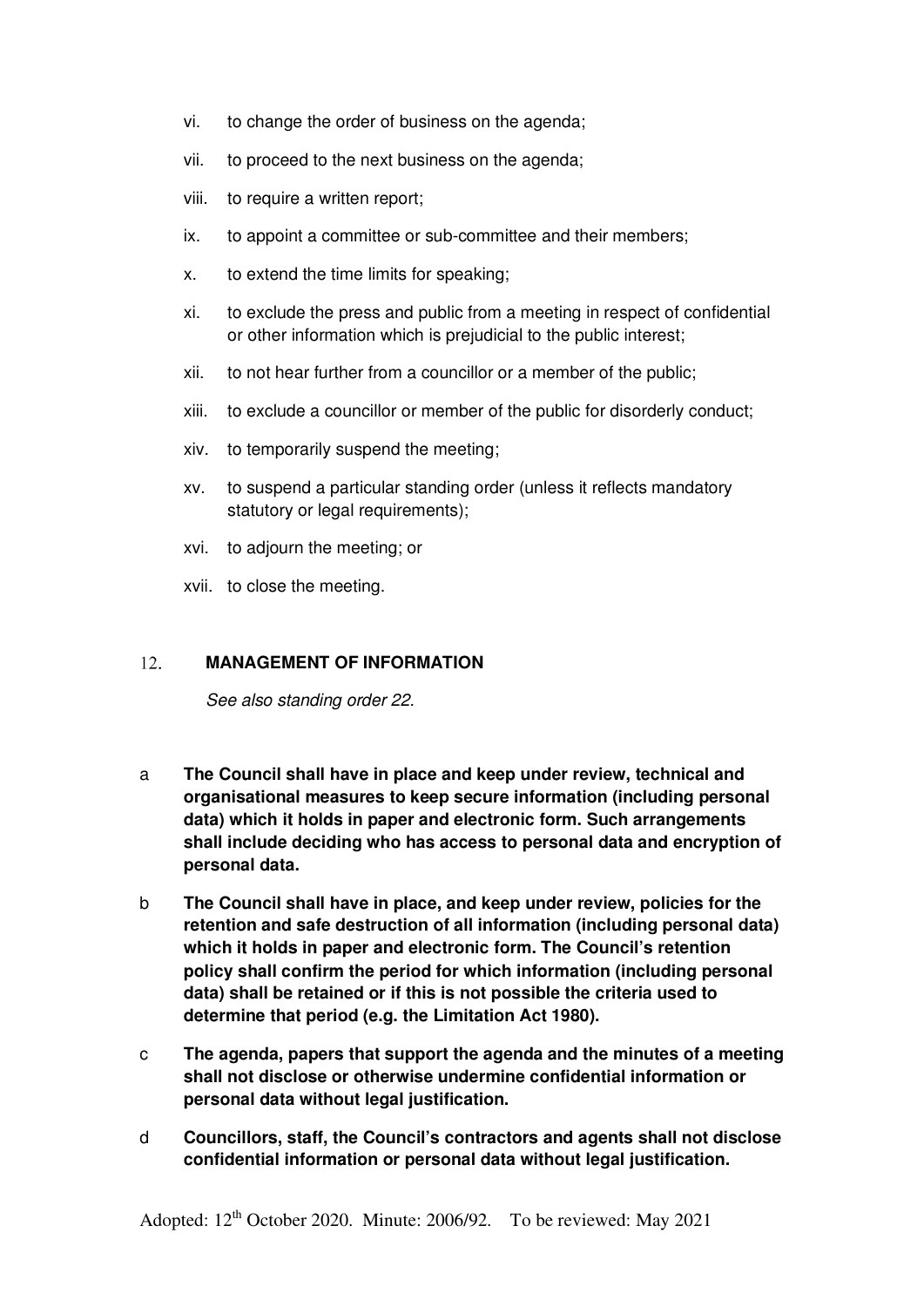vi. to change the order of business on the agenda;

vii. to proceed to the next business on the agenda;

viii. to require a written report;

ix. to appoint a committee or sub-committee and their members;

x. to extend the time limits for speaking;

xi. to exclude the press and public from a meeting in respect of confidential or other information which is prejudicial to the public interest;

xii. to not hear further from a councillor or a member of the public;

xiii. to exclude a councillor or member of the public for disorderly conduct;

xiv. to temporarily suspend the meeting;

xv. to suspend a particular standing order (unless it reflects mandatory statutory or legal requirements);

xvi. to adjourn the meeting; or

xvii. to close the meeting.

## 12. MANAGEMENT OF INFORMATION

*See also standing order 22.*

a **The Council shall have in place and keep under review, technical and organisational measures to keep secure information (including personal data) which it holds in paper and electronic form. Such arrangements shall include deciding who has access to personal data and encryption of personal data.**

b **The Council shall have in place, and keep under review, policies for the retention and safe destruction of all information (including personal data) which it holds in paper and electronic form. The Council's retention policy shall confirm the period for which information (including personal data) shall be retained or if this is not possible the criteria used to determine that period (e.g. the Limitation Act 1980).**

c **The agenda, papers that support the agenda and the minutes of a meeting shall not disclose or otherwise undermine confidential information or personal data without legal justification.**

d **Councillors, staff, the Council's contractors and agents shall not disclose confidential information or personal data without legal justification.**

Adopted: 12th October 2020. Minute: 2006/92. To be reviewed: May 2021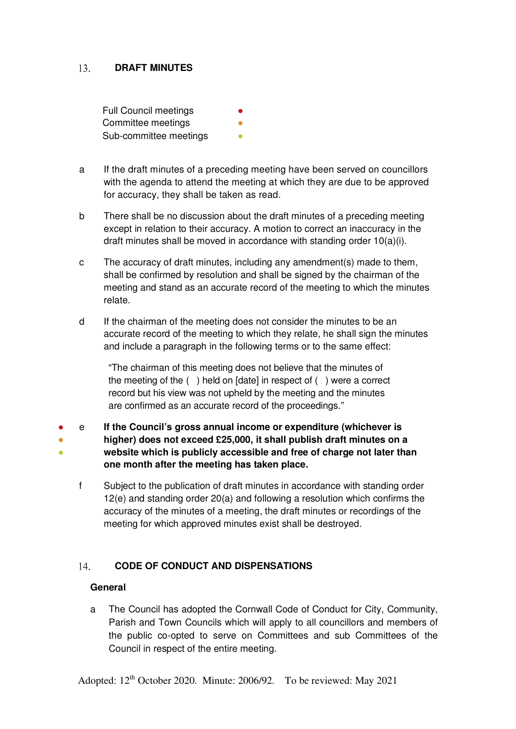## 13. DRAFT MINUTES

Full Council meetings ●
Committee meetings ●
Sub-committee meetings ●

a. If the draft minutes of a preceding meeting have been served on councillors with the agenda to attend the meeting at which they are due to be approved for accuracy, they shall be taken as read.

b. There shall be no discussion about the draft minutes of a preceding meeting except in relation to their accuracy. A motion to correct an inaccuracy in the draft minutes shall be moved in accordance with standing order 10(a)(i).

c. The accuracy of draft minutes, including any amendment(s) made to them, shall be confirmed by resolution and shall be signed by the chairman of the meeting and stand as an accurate record of the meeting to which the minutes relate.

d. If the chairman of the meeting does not consider the minutes to be an accurate record of the meeting to which they relate, he shall sign the minutes and include a paragraph in the following terms or to the same effect:

> "The chairman of this meeting does not believe that the minutes of the meeting of the ( ) held on [date] in respect of ( ) were a correct record but his view was not upheld by the meeting and the minutes are confirmed as an accurate record of the proceedings."

● ● ● e. **If the Council's gross annual income or expenditure (whichever is higher) does not exceed £25,000, it shall publish draft minutes on a website which is publicly accessible and free of charge not later than one month after the meeting has taken place.**

f. Subject to the publication of draft minutes in accordance with standing order 12(e) and standing order 20(a) and following a resolution which confirms the accuracy of the minutes of a meeting, the draft minutes or recordings of the meeting for which approved minutes exist shall be destroyed.

## 14. CODE OF CONDUCT AND DISPENSATIONS

**General**

a. The Council has adopted the Cornwall Code of Conduct for City, Community, Parish and Town Councils which will apply to all councillors and members of the public co-opted to serve on Committees and sub Committees of the Council in respect of the entire meeting.

Adopted: 12th October 2020. Minute: 2006/92. To be reviewed: May 2021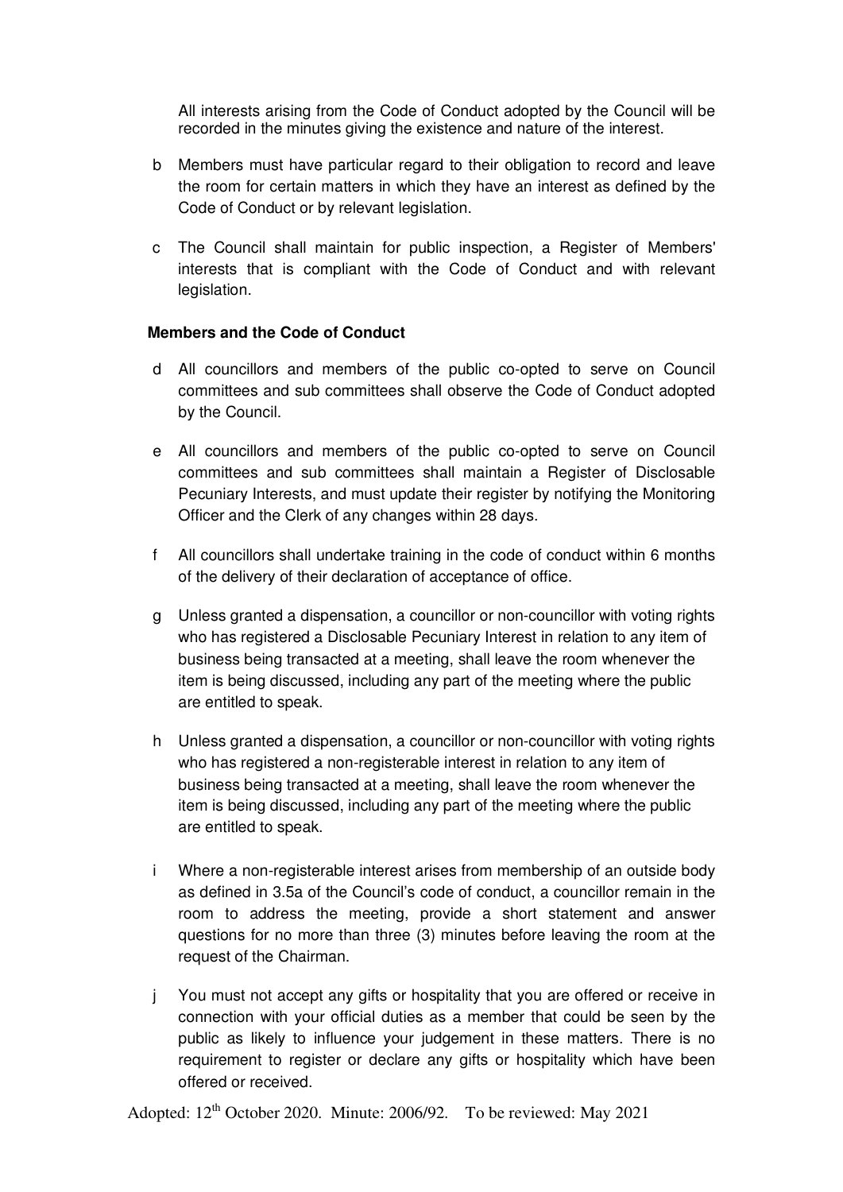All interests arising from the Code of Conduct adopted by the Council will be recorded in the minutes giving the existence and nature of the interest.

b Members must have particular regard to their obligation to record and leave the room for certain matters in which they have an interest as defined by the Code of Conduct or by relevant legislation.

c The Council shall maintain for public inspection, a Register of Members' interests that is compliant with the Code of Conduct and with relevant legislation.

**Members and the Code of Conduct**

d All councillors and members of the public co-opted to serve on Council committees and sub committees shall observe the Code of Conduct adopted by the Council.

e All councillors and members of the public co-opted to serve on Council committees and sub committees shall maintain a Register of Disclosable Pecuniary Interests, and must update their register by notifying the Monitoring Officer and the Clerk of any changes within 28 days.

f All councillors shall undertake training in the code of conduct within 6 months of the delivery of their declaration of acceptance of office.

g Unless granted a dispensation, a councillor or non-councillor with voting rights who has registered a Disclosable Pecuniary Interest in relation to any item of business being transacted at a meeting, shall leave the room whenever the item is being discussed, including any part of the meeting where the public are entitled to speak.

h Unless granted a dispensation, a councillor or non-councillor with voting rights who has registered a non-registerable interest in relation to any item of business being transacted at a meeting, shall leave the room whenever the item is being discussed, including any part of the meeting where the public are entitled to speak.

i Where a non-registerable interest arises from membership of an outside body as defined in 3.5a of the Council's code of conduct, a councillor remain in the room to address the meeting, provide a short statement and answer questions for no more than three (3) minutes before leaving the room at the request of the Chairman.

j You must not accept any gifts or hospitality that you are offered or receive in connection with your official duties as a member that could be seen by the public as likely to influence your judgement in these matters. There is no requirement to register or declare any gifts or hospitality which have been offered or received.

Adopted: 12th October 2020. Minute: 2006/92. To be reviewed: May 2021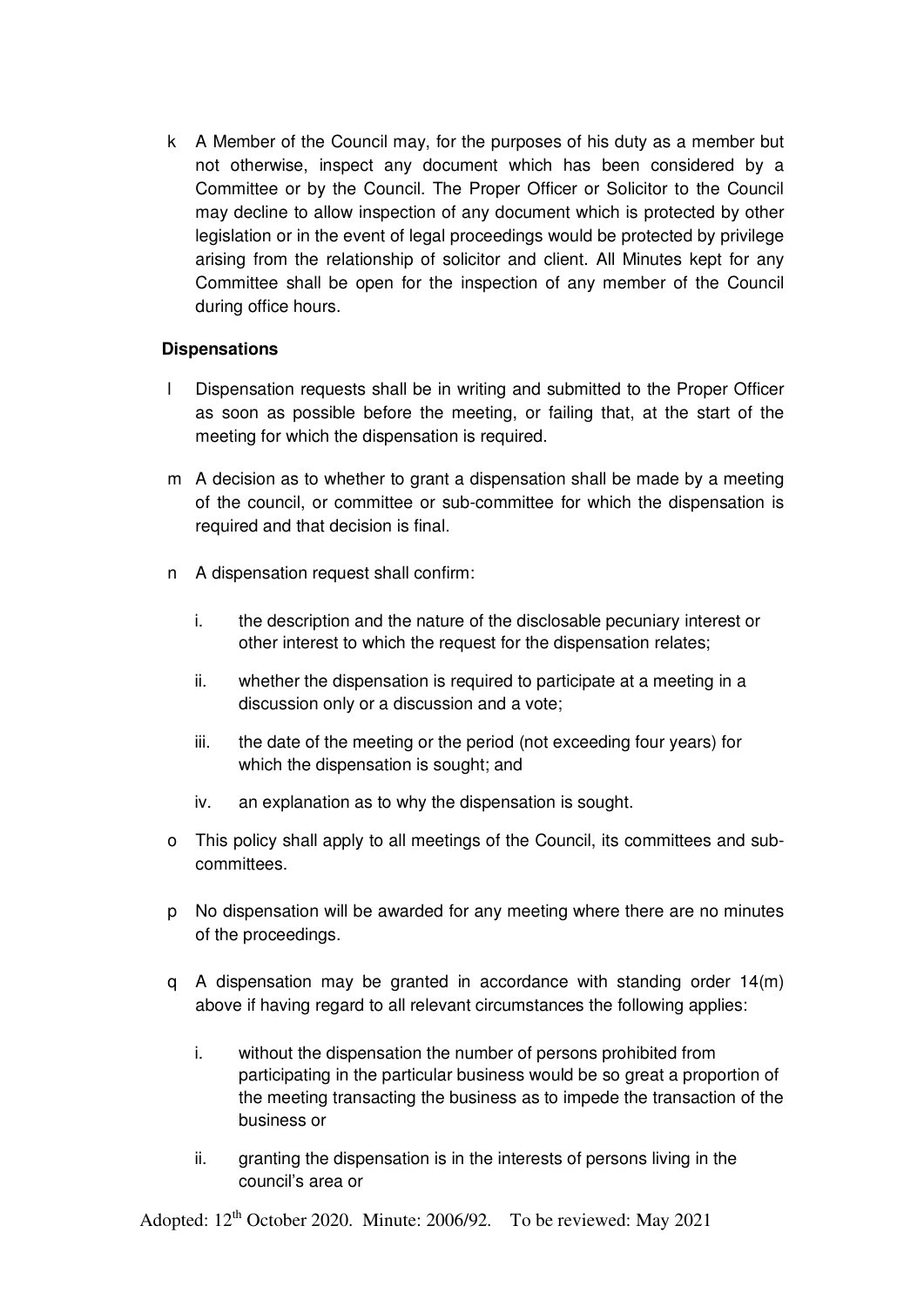k A Member of the Council may, for the purposes of his duty as a member but not otherwise, inspect any document which has been considered by a Committee or by the Council. The Proper Officer or Solicitor to the Council may decline to allow inspection of any document which is protected by other legislation or in the event of legal proceedings would be protected by privilege arising from the relationship of solicitor and client. All Minutes kept for any Committee shall be open for the inspection of any member of the Council during office hours.

**Dispensations**

l Dispensation requests shall be in writing and submitted to the Proper Officer as soon as possible before the meeting, or failing that, at the start of the meeting for which the dispensation is required.

m A decision as to whether to grant a dispensation shall be made by a meeting of the council, or committee or sub-committee for which the dispensation is required and that decision is final.

n A dispensation request shall confirm:

   i. the description and the nature of the disclosable pecuniary interest or other interest to which the request for the dispensation relates;

   ii. whether the dispensation is required to participate at a meeting in a discussion only or a discussion and a vote;

   iii. the date of the meeting or the period (not exceeding four years) for which the dispensation is sought; and

   iv. an explanation as to why the dispensation is sought.

o This policy shall apply to all meetings of the Council, its committees and sub-committees.

p No dispensation will be awarded for any meeting where there are no minutes of the proceedings.

q A dispensation may be granted in accordance with standing order 14(m) above if having regard to all relevant circumstances the following applies:

   i. without the dispensation the number of persons prohibited from participating in the particular business would be so great a proportion of the meeting transacting the business as to impede the transaction of the business or

   ii. granting the dispensation is in the interests of persons living in the council's area or

Adopted: 12th October 2020. Minute: 2006/92. To be reviewed: May 2021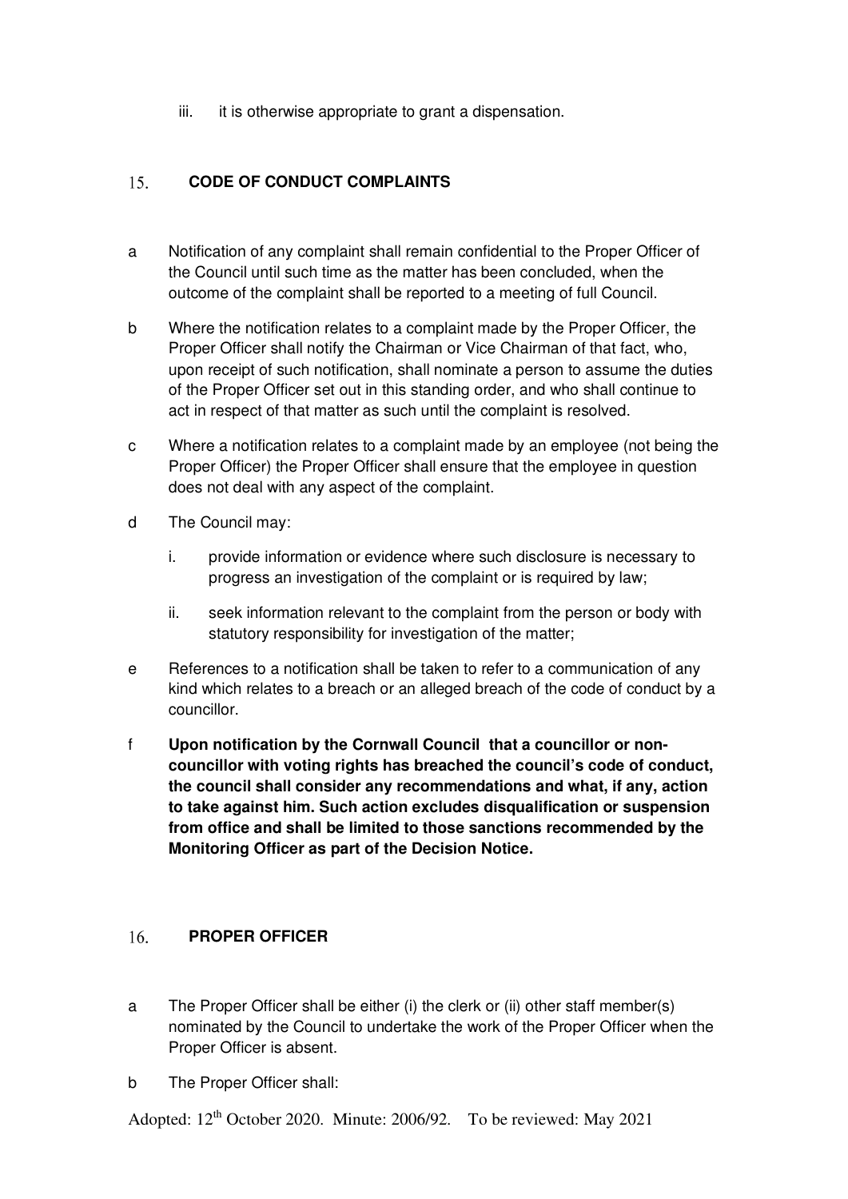iii. it is otherwise appropriate to grant a dispensation.

## 15. CODE OF CONDUCT COMPLAINTS

a Notification of any complaint shall remain confidential to the Proper Officer of the Council until such time as the matter has been concluded, when the outcome of the complaint shall be reported to a meeting of full Council.

b Where the notification relates to a complaint made by the Proper Officer, the Proper Officer shall notify the Chairman or Vice Chairman of that fact, who, upon receipt of such notification, shall nominate a person to assume the duties of the Proper Officer set out in this standing order, and who shall continue to act in respect of that matter as such until the complaint is resolved.

c Where a notification relates to a complaint made by an employee (not being the Proper Officer) the Proper Officer shall ensure that the employee in question does not deal with any aspect of the complaint.

d The Council may:

i. provide information or evidence where such disclosure is necessary to progress an investigation of the complaint or is required by law;

ii. seek information relevant to the complaint from the person or body with statutory responsibility for investigation of the matter;

e References to a notification shall be taken to refer to a communication of any kind which relates to a breach or an alleged breach of the code of conduct by a councillor.

f **Upon notification by the Cornwall Council that a councillor or non-councillor with voting rights has breached the council's code of conduct, the council shall consider any recommendations and what, if any, action to take against him. Such action excludes disqualification or suspension from office and shall be limited to those sanctions recommended by the Monitoring Officer as part of the Decision Notice.**

## 16. PROPER OFFICER

a The Proper Officer shall be either (i) the clerk or (ii) other staff member(s) nominated by the Council to undertake the work of the Proper Officer when the Proper Officer is absent.

b The Proper Officer shall: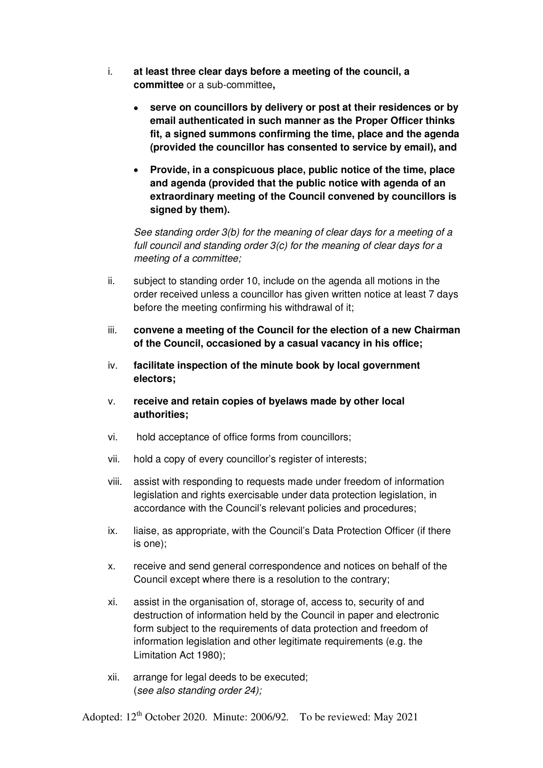i. **at least three clear days before a meeting of the council, a committee** or a sub-committee**,**

   - **serve on councillors by delivery or post at their residences or by email authenticated in such manner as the Proper Officer thinks fit, a signed summons confirming the time, place and the agenda (provided the councillor has consented to service by email), and**
   - **Provide, in a conspicuous place, public notice of the time, place and agenda (provided that the public notice with agenda of an extraordinary meeting of the Council convened by councillors is signed by them).**

   *See standing order 3(b) for the meaning of clear days for a meeting of a full council and standing order 3(c) for the meaning of clear days for a meeting of a committee;*

ii. subject to standing order 10, include on the agenda all motions in the order received unless a councillor has given written notice at least 7 days before the meeting confirming his withdrawal of it;

iii. **convene a meeting of the Council for the election of a new Chairman of the Council, occasioned by a casual vacancy in his office;**

iv. **facilitate inspection of the minute book by local government electors;**

v. **receive and retain copies of byelaws made by other local authorities;**

vi. hold acceptance of office forms from councillors;

vii. hold a copy of every councillor's register of interests;

viii. assist with responding to requests made under freedom of information legislation and rights exercisable under data protection legislation, in accordance with the Council's relevant policies and procedures;

ix. liaise, as appropriate, with the Council's Data Protection Officer (if there is one);

x. receive and send general correspondence and notices on behalf of the Council except where there is a resolution to the contrary;

xi. assist in the organisation of, storage of, access to, security of and destruction of information held by the Council in paper and electronic form subject to the requirements of data protection and freedom of information legislation and other legitimate requirements (e.g. the Limitation Act 1980);

xii. arrange for legal deeds to be executed;
(*see also standing order 24);*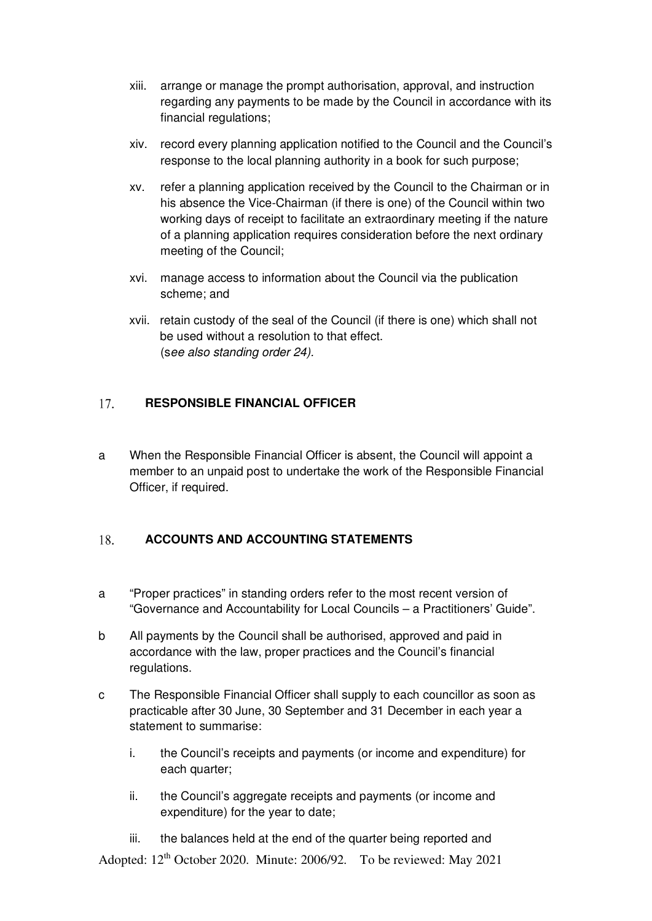xiii. arrange or manage the prompt authorisation, approval, and instruction regarding any payments to be made by the Council in accordance with its financial regulations;

xiv. record every planning application notified to the Council and the Council's response to the local planning authority in a book for such purpose;

xv. refer a planning application received by the Council to the Chairman or in his absence the Vice-Chairman (if there is one) of the Council within two working days of receipt to facilitate an extraordinary meeting if the nature of a planning application requires consideration before the next ordinary meeting of the Council;

xvi. manage access to information about the Council via the publication scheme; and

xvii. retain custody of the seal of the Council (if there is one) which shall not be used without a resolution to that effect.
(*see also standing order 24).*

## 17. RESPONSIBLE FINANCIAL OFFICER

a When the Responsible Financial Officer is absent, the Council will appoint a member to an unpaid post to undertake the work of the Responsible Financial Officer, if required.

## 18. ACCOUNTS AND ACCOUNTING STATEMENTS

a "Proper practices" in standing orders refer to the most recent version of "Governance and Accountability for Local Councils – a Practitioners' Guide".

b All payments by the Council shall be authorised, approved and paid in accordance with the law, proper practices and the Council's financial regulations.

c The Responsible Financial Officer shall supply to each councillor as soon as practicable after 30 June, 30 September and 31 December in each year a statement to summarise:

i. the Council's receipts and payments (or income and expenditure) for each quarter;

ii. the Council's aggregate receipts and payments (or income and expenditure) for the year to date;

iii. the balances held at the end of the quarter being reported and

Adopted: 12th October 2020. Minute: 2006/92. To be reviewed: May 2021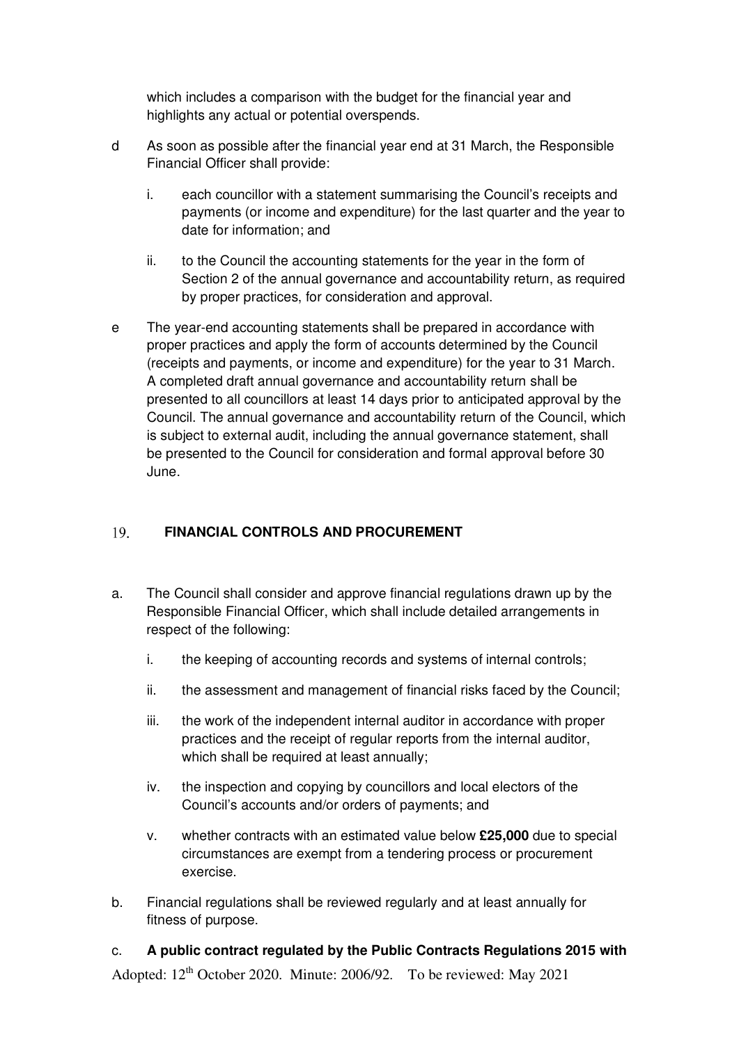which includes a comparison with the budget for the financial year and highlights any actual or potential overspends.

d As soon as possible after the financial year end at 31 March, the Responsible Financial Officer shall provide:

   i. each councillor with a statement summarising the Council's receipts and payments (or income and expenditure) for the last quarter and the year to date for information; and

   ii. to the Council the accounting statements for the year in the form of Section 2 of the annual governance and accountability return, as required by proper practices, for consideration and approval.

e The year-end accounting statements shall be prepared in accordance with proper practices and apply the form of accounts determined by the Council (receipts and payments, or income and expenditure) for the year to 31 March. A completed draft annual governance and accountability return shall be presented to all councillors at least 14 days prior to anticipated approval by the Council. The annual governance and accountability return of the Council, which is subject to external audit, including the annual governance statement, shall be presented to the Council for consideration and formal approval before 30 June.

## 19. FINANCIAL CONTROLS AND PROCUREMENT

a. The Council shall consider and approve financial regulations drawn up by the Responsible Financial Officer, which shall include detailed arrangements in respect of the following:

   i. the keeping of accounting records and systems of internal controls;

   ii. the assessment and management of financial risks faced by the Council;

   iii. the work of the independent internal auditor in accordance with proper practices and the receipt of regular reports from the internal auditor, which shall be required at least annually;

   iv. the inspection and copying by councillors and local electors of the Council's accounts and/or orders of payments; and

   v. whether contracts with an estimated value below **£25,000** due to special circumstances are exempt from a tendering process or procurement exercise.

b. Financial regulations shall be reviewed regularly and at least annually for fitness of purpose.

c. **A public contract regulated by the Public Contracts Regulations 2015 with**

Adopted: 12th October 2020. Minute: 2006/92. To be reviewed: May 2021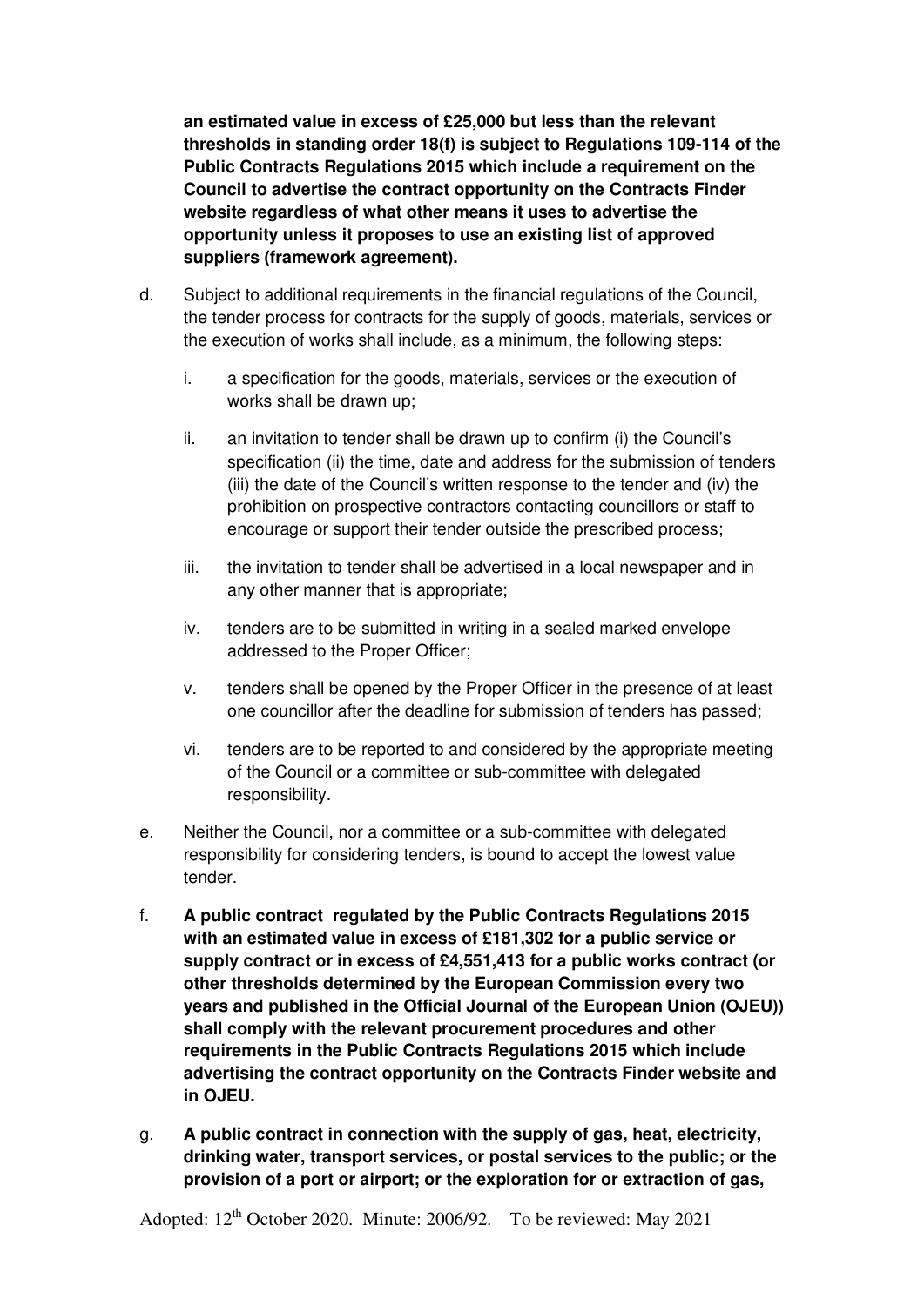**an estimated value in excess of £25,000 but less than the relevant thresholds in standing order 18(f) is subject to Regulations 109-114 of the Public Contracts Regulations 2015 which include a requirement on the Council to advertise the contract opportunity on the Contracts Finder website regardless of what other means it uses to advertise the opportunity unless it proposes to use an existing list of approved suppliers (framework agreement).**

d. Subject to additional requirements in the financial regulations of the Council, the tender process for contracts for the supply of goods, materials, services or the execution of works shall include, as a minimum, the following steps:

   i. a specification for the goods, materials, services or the execution of works shall be drawn up;

   ii. an invitation to tender shall be drawn up to confirm (i) the Council's specification (ii) the time, date and address for the submission of tenders (iii) the date of the Council's written response to the tender and (iv) the prohibition on prospective contractors contacting councillors or staff to encourage or support their tender outside the prescribed process;

   iii. the invitation to tender shall be advertised in a local newspaper and in any other manner that is appropriate;

   iv. tenders are to be submitted in writing in a sealed marked envelope addressed to the Proper Officer;

   v. tenders shall be opened by the Proper Officer in the presence of at least one councillor after the deadline for submission of tenders has passed;

   vi. tenders are to be reported to and considered by the appropriate meeting of the Council or a committee or sub-committee with delegated responsibility.

e. Neither the Council, nor a committee or a sub-committee with delegated responsibility for considering tenders, is bound to accept the lowest value tender.

f. **A public contract regulated by the Public Contracts Regulations 2015 with an estimated value in excess of £181,302 for a public service or supply contract or in excess of £4,551,413 for a public works contract (or other thresholds determined by the European Commission every two years and published in the Official Journal of the European Union (OJEU)) shall comply with the relevant procurement procedures and other requirements in the Public Contracts Regulations 2015 which include advertising the contract opportunity on the Contracts Finder website and in OJEU.**

g. **A public contract in connection with the supply of gas, heat, electricity, drinking water, transport services, or postal services to the public; or the provision of a port or airport; or the exploration for or extraction of gas,**

Adopted: 12th October 2020. Minute: 2006/92. To be reviewed: May 2021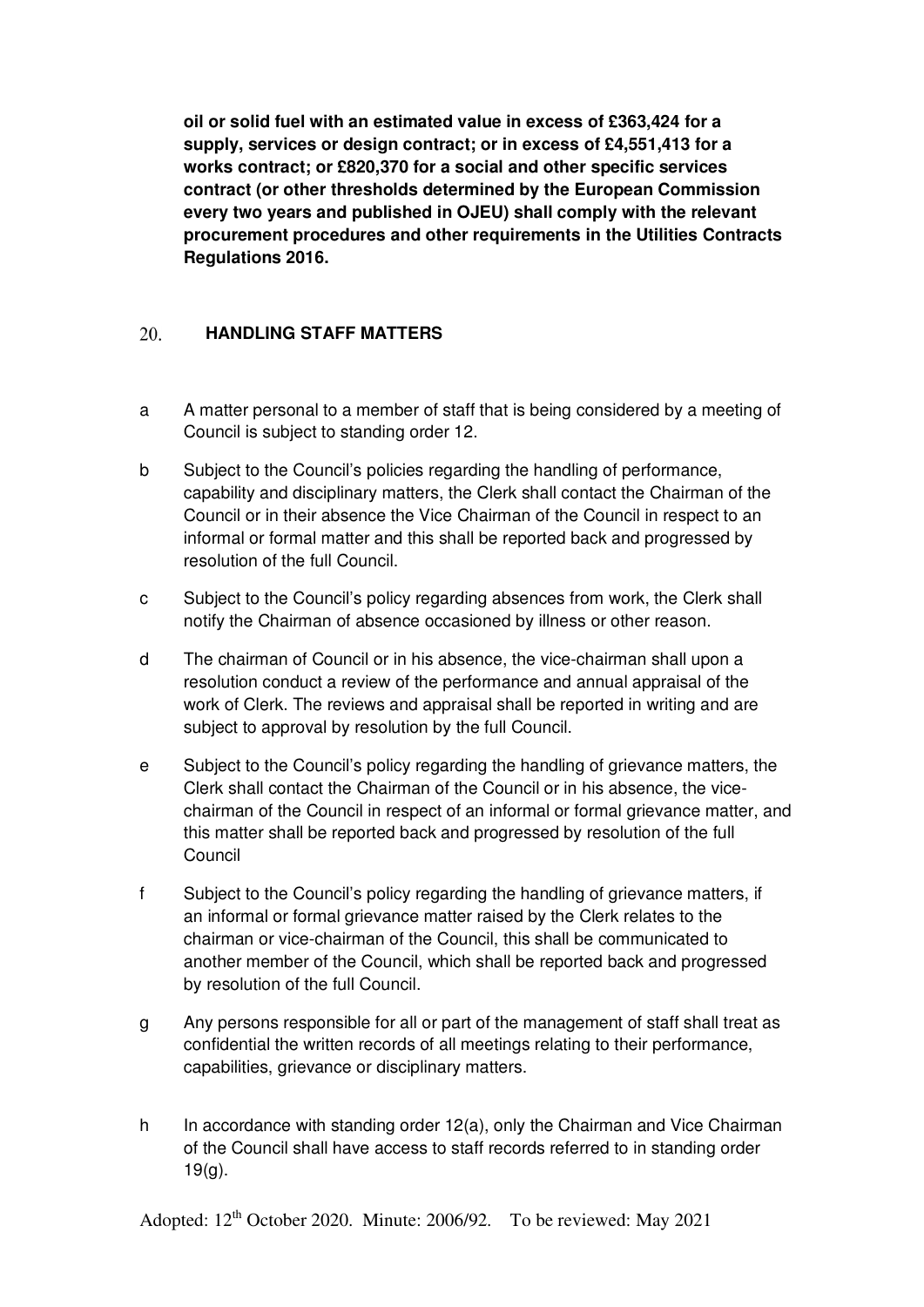**oil or solid fuel with an estimated value in excess of £363,424 for a supply, services or design contract; or in excess of £4,551,413 for a works contract; or £820,370 for a social and other specific services contract (or other thresholds determined by the European Commission every two years and published in OJEU) shall comply with the relevant procurement procedures and other requirements in the Utilities Contracts Regulations 2016.**

## 20. HANDLING STAFF MATTERS

a A matter personal to a member of staff that is being considered by a meeting of Council is subject to standing order 12.

b Subject to the Council's policies regarding the handling of performance, capability and disciplinary matters, the Clerk shall contact the Chairman of the Council or in their absence the Vice Chairman of the Council in respect to an informal or formal matter and this shall be reported back and progressed by resolution of the full Council.

c Subject to the Council's policy regarding absences from work, the Clerk shall notify the Chairman of absence occasioned by illness or other reason.

d The chairman of Council or in his absence, the vice-chairman shall upon a resolution conduct a review of the performance and annual appraisal of the work of Clerk. The reviews and appraisal shall be reported in writing and are subject to approval by resolution by the full Council.

e Subject to the Council's policy regarding the handling of grievance matters, the Clerk shall contact the Chairman of the Council or in his absence, the vice-chairman of the Council in respect of an informal or formal grievance matter, and this matter shall be reported back and progressed by resolution of the full Council

f Subject to the Council's policy regarding the handling of grievance matters, if an informal or formal grievance matter raised by the Clerk relates to the chairman or vice-chairman of the Council, this shall be communicated to another member of the Council, which shall be reported back and progressed by resolution of the full Council.

g Any persons responsible for all or part of the management of staff shall treat as confidential the written records of all meetings relating to their performance, capabilities, grievance or disciplinary matters.

h In accordance with standing order 12(a), only the Chairman and Vice Chairman of the Council shall have access to staff records referred to in standing order 19(g).

Adopted: 12th October 2020. Minute: 2006/92. To be reviewed: May 2021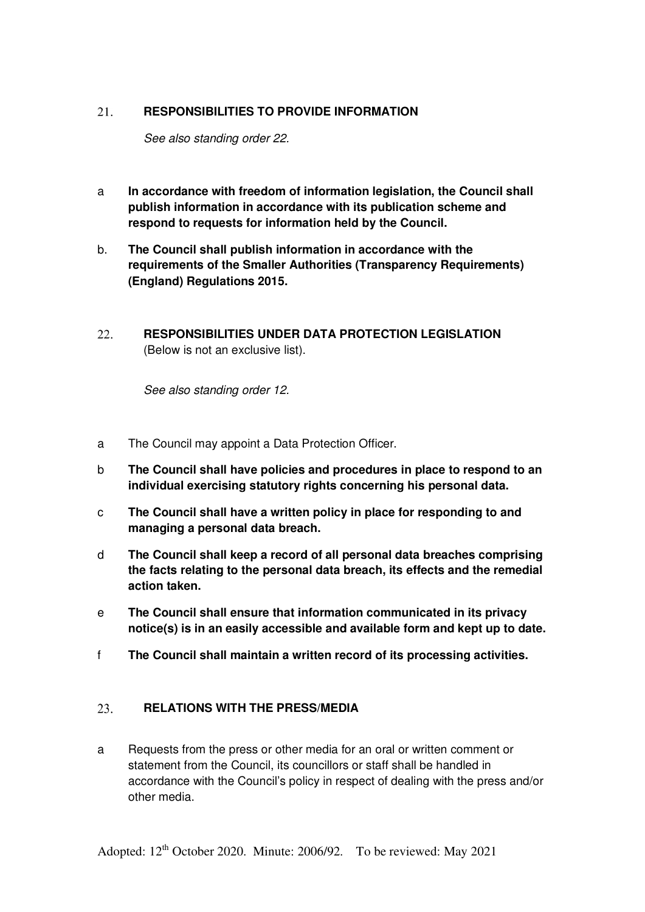## 21. RESPONSIBILITIES TO PROVIDE INFORMATION

*See also standing order 22.*

a **In accordance with freedom of information legislation, the Council shall publish information in accordance with its publication scheme and respond to requests for information held by the Council.**

b. **The Council shall publish information in accordance with the requirements of the Smaller Authorities (Transparency Requirements) (England) Regulations 2015.**

## 22. RESPONSIBILITIES UNDER DATA PROTECTION LEGISLATION

(Below is not an exclusive list).

*See also standing order 12.*

a The Council may appoint a Data Protection Officer.

b **The Council shall have policies and procedures in place to respond to an individual exercising statutory rights concerning his personal data.**

c **The Council shall have a written policy in place for responding to and managing a personal data breach.**

d **The Council shall keep a record of all personal data breaches comprising the facts relating to the personal data breach, its effects and the remedial action taken.**

e **The Council shall ensure that information communicated in its privacy notice(s) is in an easily accessible and available form and kept up to date.**

f **The Council shall maintain a written record of its processing activities.**

## 23. RELATIONS WITH THE PRESS/MEDIA

a Requests from the press or other media for an oral or written comment or statement from the Council, its councillors or staff shall be handled in accordance with the Council's policy in respect of dealing with the press and/or other media.

Adopted: 12th October 2020. Minute: 2006/92. To be reviewed: May 2021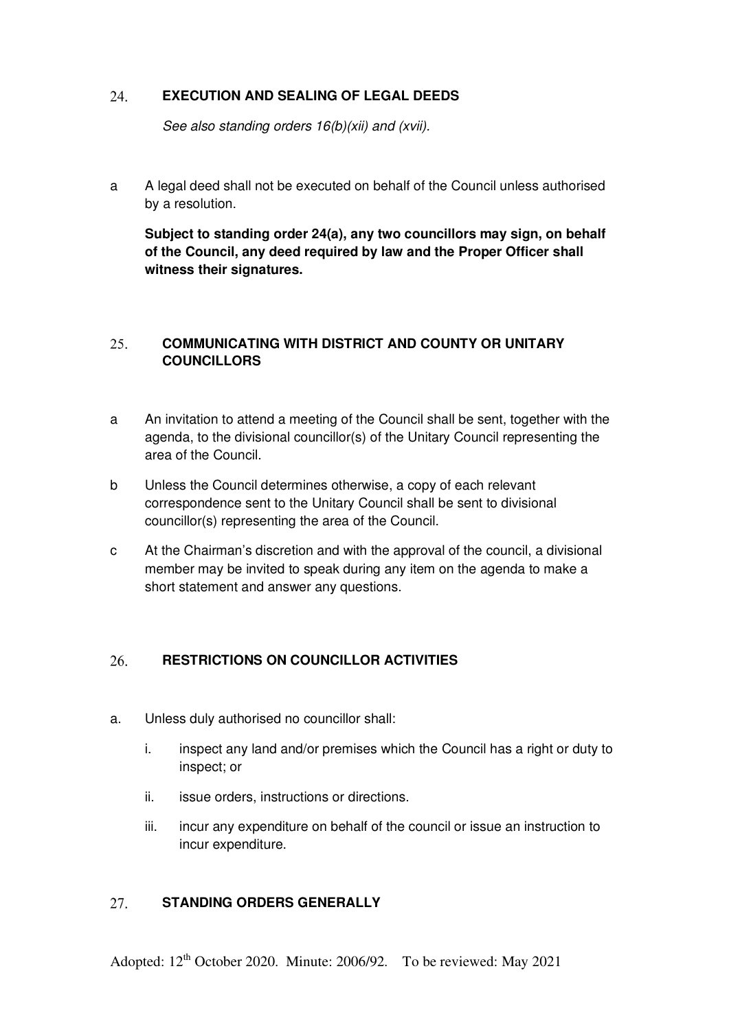## 24. EXECUTION AND SEALING OF LEGAL DEEDS

*See also standing orders 16(b)(xii) and (xvii).*

a A legal deed shall not be executed on behalf of the Council unless authorised by a resolution.

**Subject to standing order 24(a), any two councillors may sign, on behalf of the Council, any deed required by law and the Proper Officer shall witness their signatures.**

## 25. COMMUNICATING WITH DISTRICT AND COUNTY OR UNITARY COUNCILLORS

a An invitation to attend a meeting of the Council shall be sent, together with the agenda, to the divisional councillor(s) of the Unitary Council representing the area of the Council.

b Unless the Council determines otherwise, a copy of each relevant correspondence sent to the Unitary Council shall be sent to divisional councillor(s) representing the area of the Council.

c At the Chairman's discretion and with the approval of the council, a divisional member may be invited to speak during any item on the agenda to make a short statement and answer any questions.

## 26. RESTRICTIONS ON COUNCILLOR ACTIVITIES

a. Unless duly authorised no councillor shall:

   i. inspect any land and/or premises which the Council has a right or duty to inspect; or

   ii. issue orders, instructions or directions.

   iii. incur any expenditure on behalf of the council or issue an instruction to incur expenditure.

## 27. STANDING ORDERS GENERALLY

Adopted: 12th October 2020. Minute: 2006/92. To be reviewed: May 2021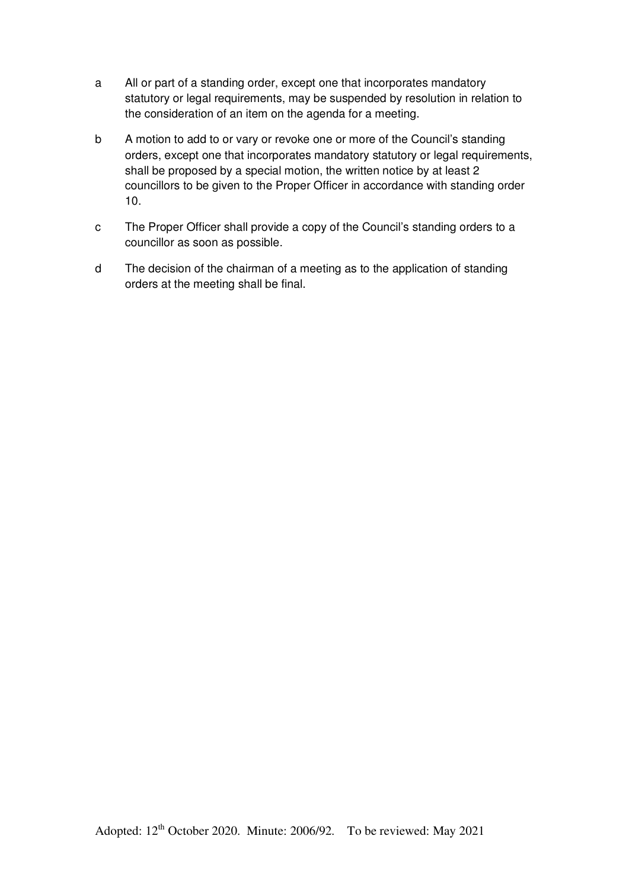a All or part of a standing order, except one that incorporates mandatory statutory or legal requirements, may be suspended by resolution in relation to the consideration of an item on the agenda for a meeting.

b A motion to add to or vary or revoke one or more of the Council's standing orders, except one that incorporates mandatory statutory or legal requirements, shall be proposed by a special motion, the written notice by at least 2 councillors to be given to the Proper Officer in accordance with standing order 10.

c The Proper Officer shall provide a copy of the Council's standing orders to a councillor as soon as possible.

d The decision of the chairman of a meeting as to the application of standing orders at the meeting shall be final.

Adopted: 12th October 2020. Minute: 2006/92. To be reviewed: May 2021